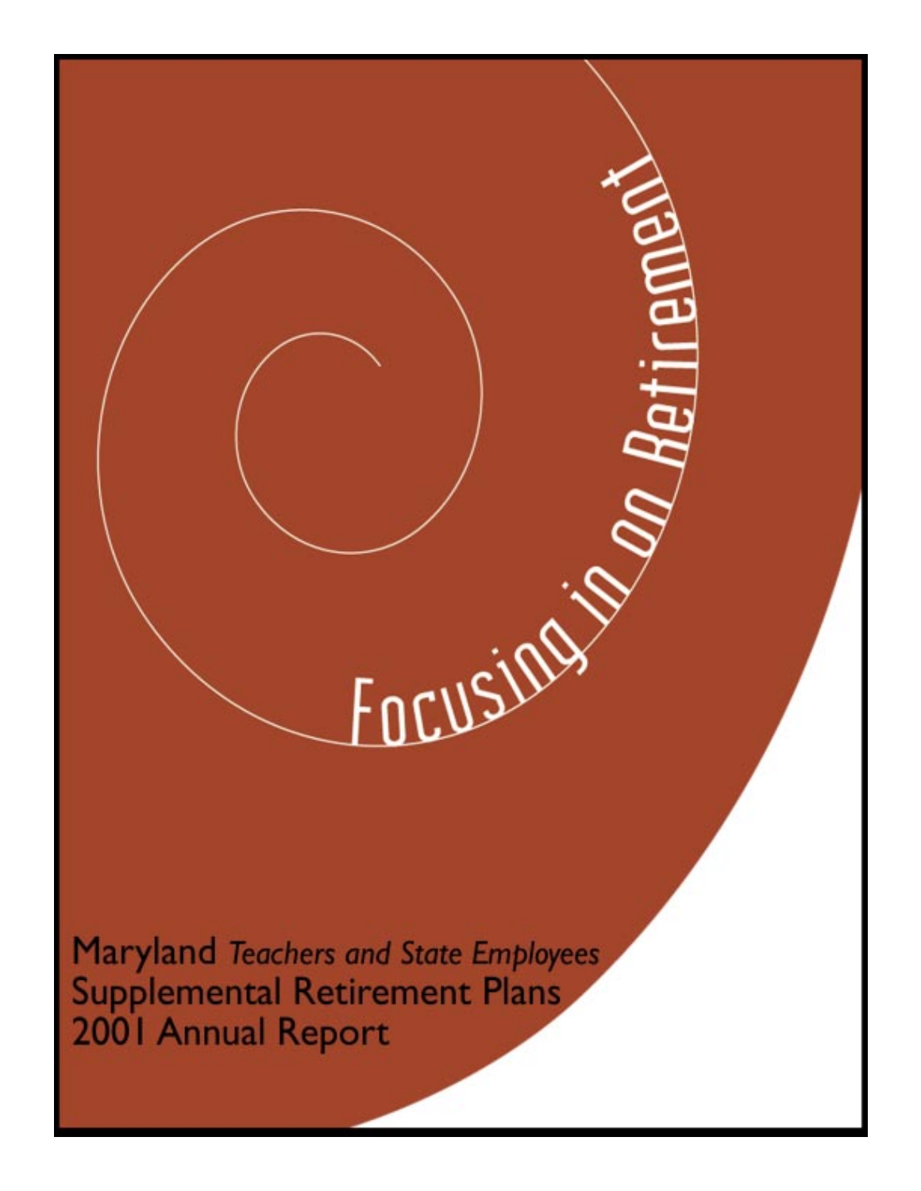# Focusing in on Retirement

Maryland *Teachers and State Employees*
Supplemental Retirement Plans
2001 Annual Report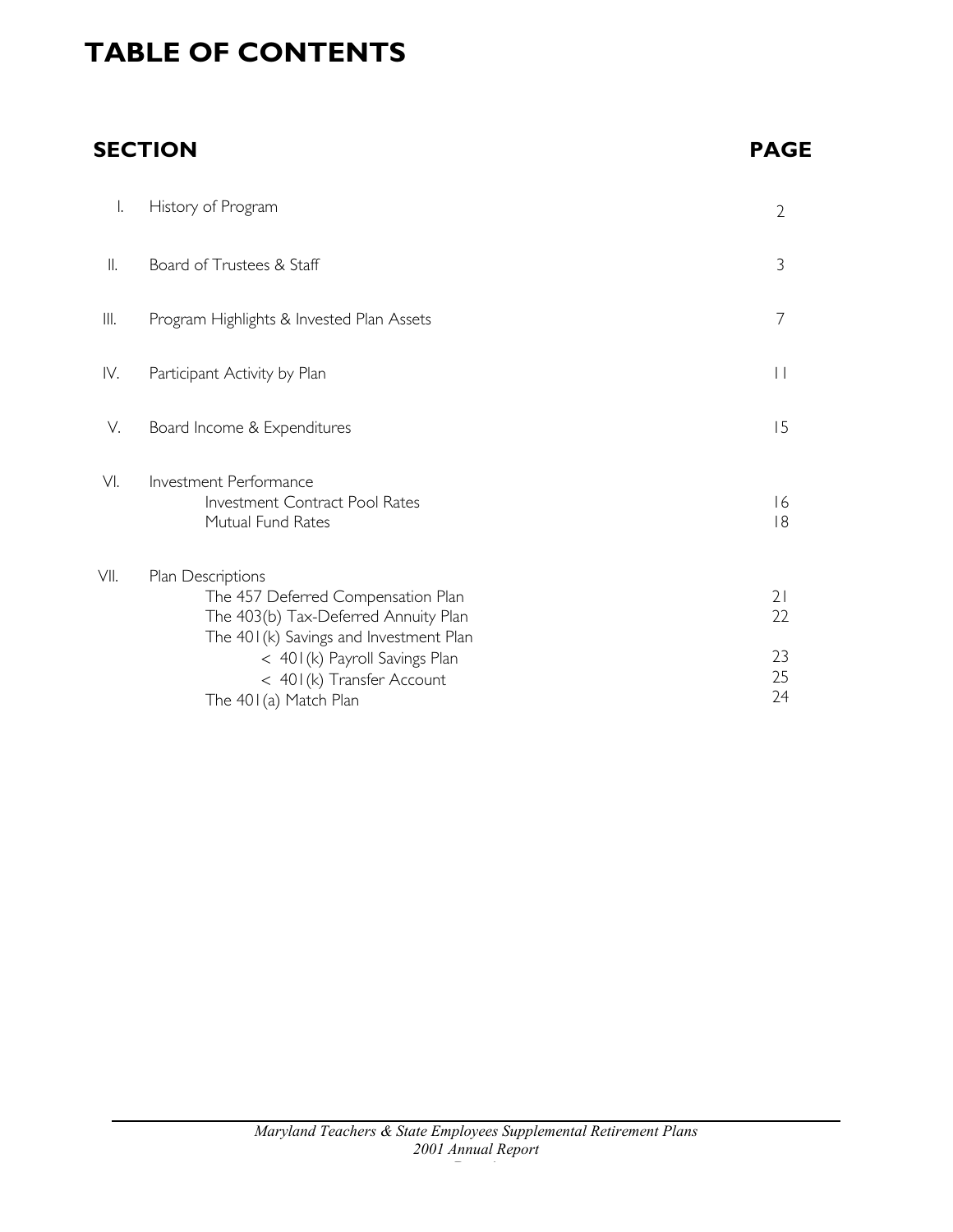# TABLE OF CONTENTS

| SECTION | | PAGE |
|---|---|---|
| I. | History of Program | 2 |
| II. | Board of Trustees & Staff | 3 |
| III. | Program Highlights & Invested Plan Assets | 7 |
| IV. | Participant Activity by Plan | 11 |
| V. | Board Income & Expenditures | 15 |
| VI. | Investment Performance | |
| | Investment Contract Pool Rates | 16 |
| | Mutual Fund Rates | 18 |
| VII. | Plan Descriptions | |
| | The 457 Deferred Compensation Plan | 21 |
| | The 403(b) Tax-Deferred Annuity Plan | 22 |
| | The 401(k) Savings and Investment Plan | |
| | < 401(k) Payroll Savings Plan | 23 |
| | < 401(k) Transfer Account | 25 |
| | The 401(a) Match Plan | 24 |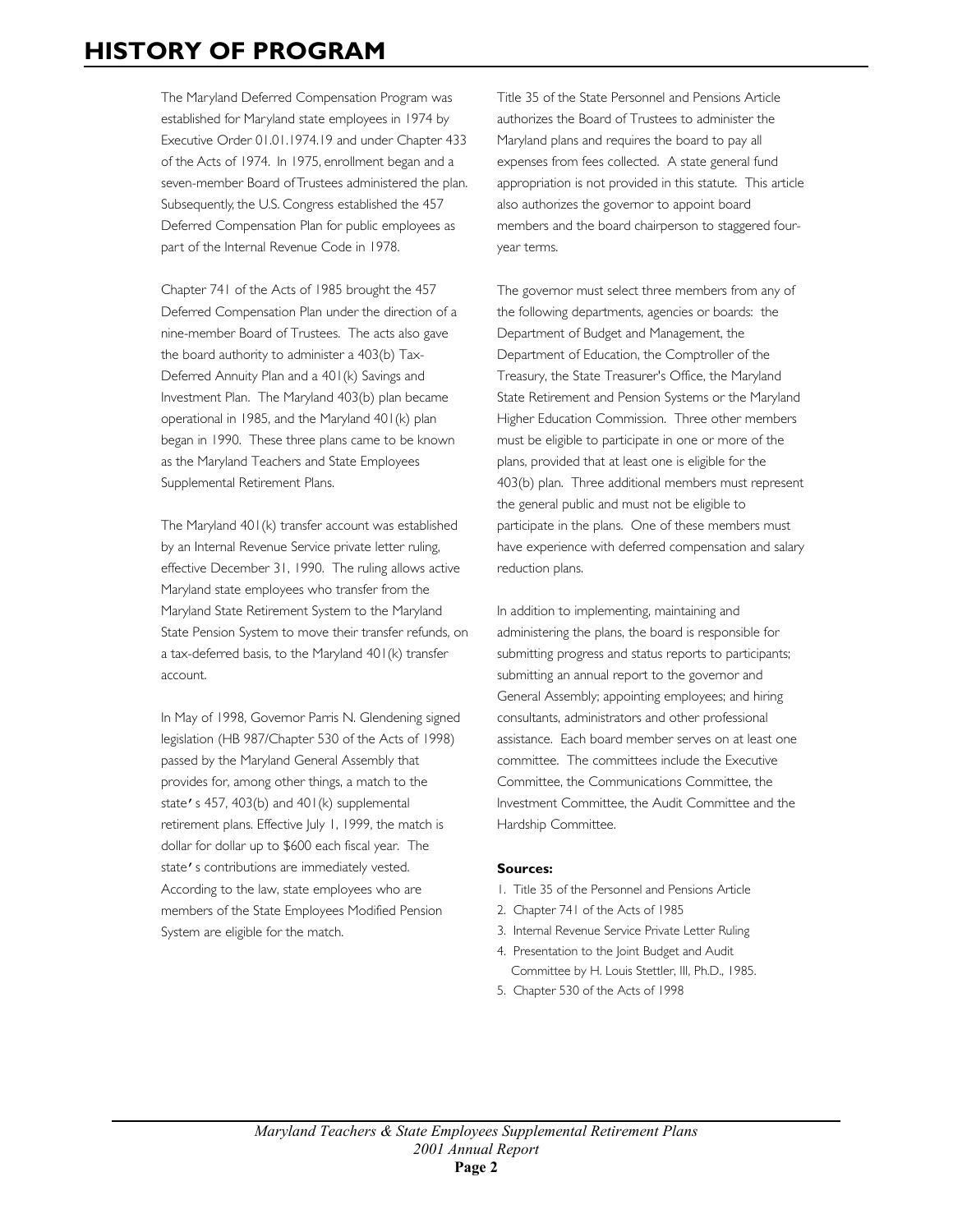# HISTORY OF PROGRAM

The Maryland Deferred Compensation Program was established for Maryland state employees in 1974 by Executive Order 01.01.1974.19 and under Chapter 433 of the Acts of 1974. In 1975, enrollment began and a seven-member Board of Trustees administered the plan. Subsequently, the U.S. Congress established the 457 Deferred Compensation Plan for public employees as part of the Internal Revenue Code in 1978.

Chapter 741 of the Acts of 1985 brought the 457 Deferred Compensation Plan under the direction of a nine-member Board of Trustees. The acts also gave the board authority to administer a 403(b) Tax-Deferred Annuity Plan and a 401(k) Savings and Investment Plan. The Maryland 403(b) plan became operational in 1985, and the Maryland 401(k) plan began in 1990. These three plans came to be known as the Maryland Teachers and State Employees Supplemental Retirement Plans.

The Maryland 401(k) transfer account was established by an Internal Revenue Service private letter ruling, effective December 31, 1990. The ruling allows active Maryland state employees who transfer from the Maryland State Retirement System to the Maryland State Pension System to move their transfer refunds, on a tax-deferred basis, to the Maryland 401(k) transfer account.

In May of 1998, Governor Parris N. Glendening signed legislation (HB 987/Chapter 530 of the Acts of 1998) passed by the Maryland General Assembly that provides for, among other things, a match to the state's 457, 403(b) and 401(k) supplemental retirement plans. Effective July 1, 1999, the match is dollar for dollar up to $600 each fiscal year. The state's contributions are immediately vested. According to the law, state employees who are members of the State Employees Modified Pension System are eligible for the match.

Title 35 of the State Personnel and Pensions Article authorizes the Board of Trustees to administer the Maryland plans and requires the board to pay all expenses from fees collected. A state general fund appropriation is not provided in this statute. This article also authorizes the governor to appoint board members and the board chairperson to staggered four-year terms.

The governor must select three members from any of the following departments, agencies or boards: the Department of Budget and Management, the Department of Education, the Comptroller of the Treasury, the State Treasurer's Office, the Maryland State Retirement and Pension Systems or the Maryland Higher Education Commission. Three other members must be eligible to participate in one or more of the plans, provided that at least one is eligible for the 403(b) plan. Three additional members must represent the general public and must not be eligible to participate in the plans. One of these members must have experience with deferred compensation and salary reduction plans.

In addition to implementing, maintaining and administering the plans, the board is responsible for submitting progress and status reports to participants; submitting an annual report to the governor and General Assembly; appointing employees; and hiring consultants, administrators and other professional assistance. Each board member serves on at least one committee. The committees include the Executive Committee, the Communications Committee, the Investment Committee, the Audit Committee and the Hardship Committee.

**Sources:**

1. Title 35 of the Personnel and Pensions Article
2. Chapter 741 of the Acts of 1985
3. Internal Revenue Service Private Letter Ruling
4. Presentation to the Joint Budget and Audit Committee by H. Louis Stettler, III, Ph.D., 1985.
5. Chapter 530 of the Acts of 1998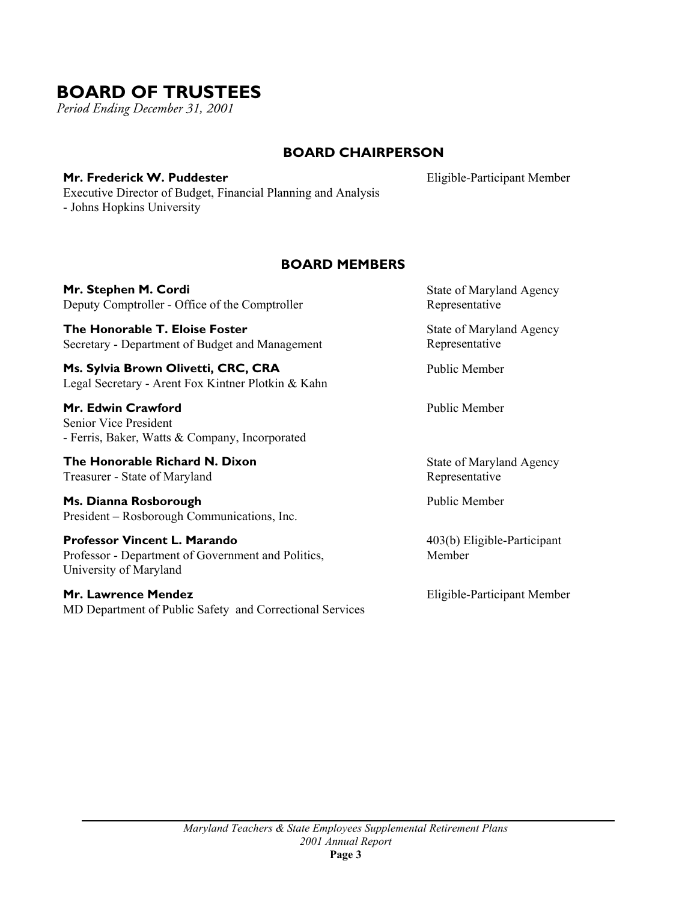# BOARD OF TRUSTEES

*Period Ending December 31, 2001*

## BOARD CHAIRPERSON

**Mr. Frederick W. Puddester**
Executive Director of Budget, Financial Planning and Analysis
- Johns Hopkins University

Eligible-Participant Member

## BOARD MEMBERS

**Mr. Stephen M. Cordi**
Deputy Comptroller - Office of the Comptroller

State of Maryland Agency Representative

**The Honorable T. Eloise Foster**
Secretary - Department of Budget and Management

State of Maryland Agency Representative

**Ms. Sylvia Brown Olivetti, CRC, CRA**
Legal Secretary - Arent Fox Kintner Plotkin & Kahn

Public Member

**Mr. Edwin Crawford**
Senior Vice President
- Ferris, Baker, Watts & Company, Incorporated

Public Member

**The Honorable Richard N. Dixon**
Treasurer - State of Maryland

State of Maryland Agency Representative

**Ms. Dianna Rosborough**
President – Rosborough Communications, Inc.

Public Member

**Professor Vincent L. Marando**
Professor - Department of Government and Politics, University of Maryland

403(b) Eligible-Participant Member

**Mr. Lawrence Mendez**
MD Department of Public Safety and Correctional Services

Eligible-Participant Member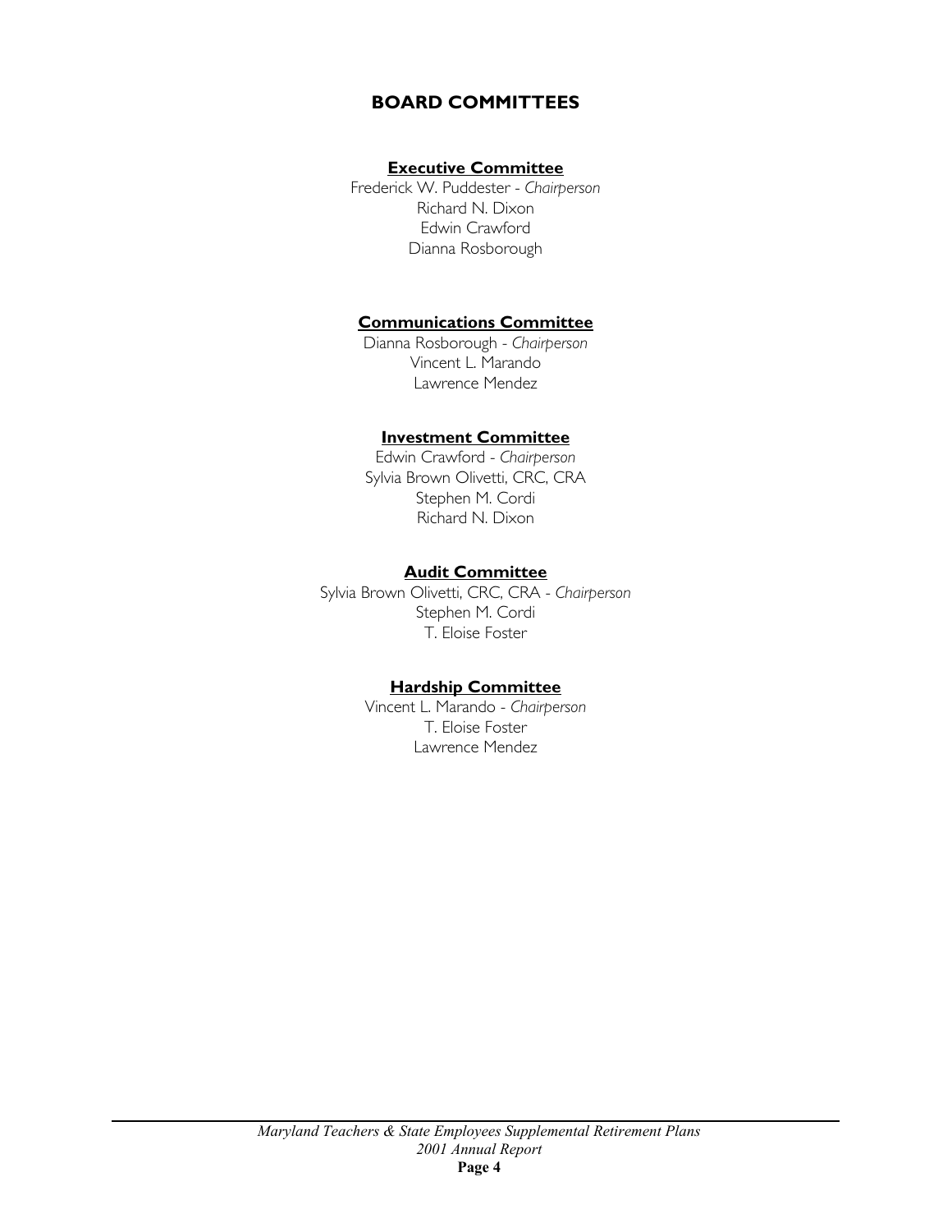# BOARD COMMITTEES

**Executive Committee**

Frederick W. Puddester - *Chairperson*
Richard N. Dixon
Edwin Crawford
Dianna Rosborough

**Communications Committee**

Dianna Rosborough - *Chairperson*
Vincent L. Marando
Lawrence Mendez

**Investment Committee**

Edwin Crawford - *Chairperson*
Sylvia Brown Olivetti, CRC, CRA
Stephen M. Cordi
Richard N. Dixon

**Audit Committee**

Sylvia Brown Olivetti, CRC, CRA - *Chairperson*
Stephen M. Cordi
T. Eloise Foster

**Hardship Committee**

Vincent L. Marando - *Chairperson*
T. Eloise Foster
Lawrence Mendez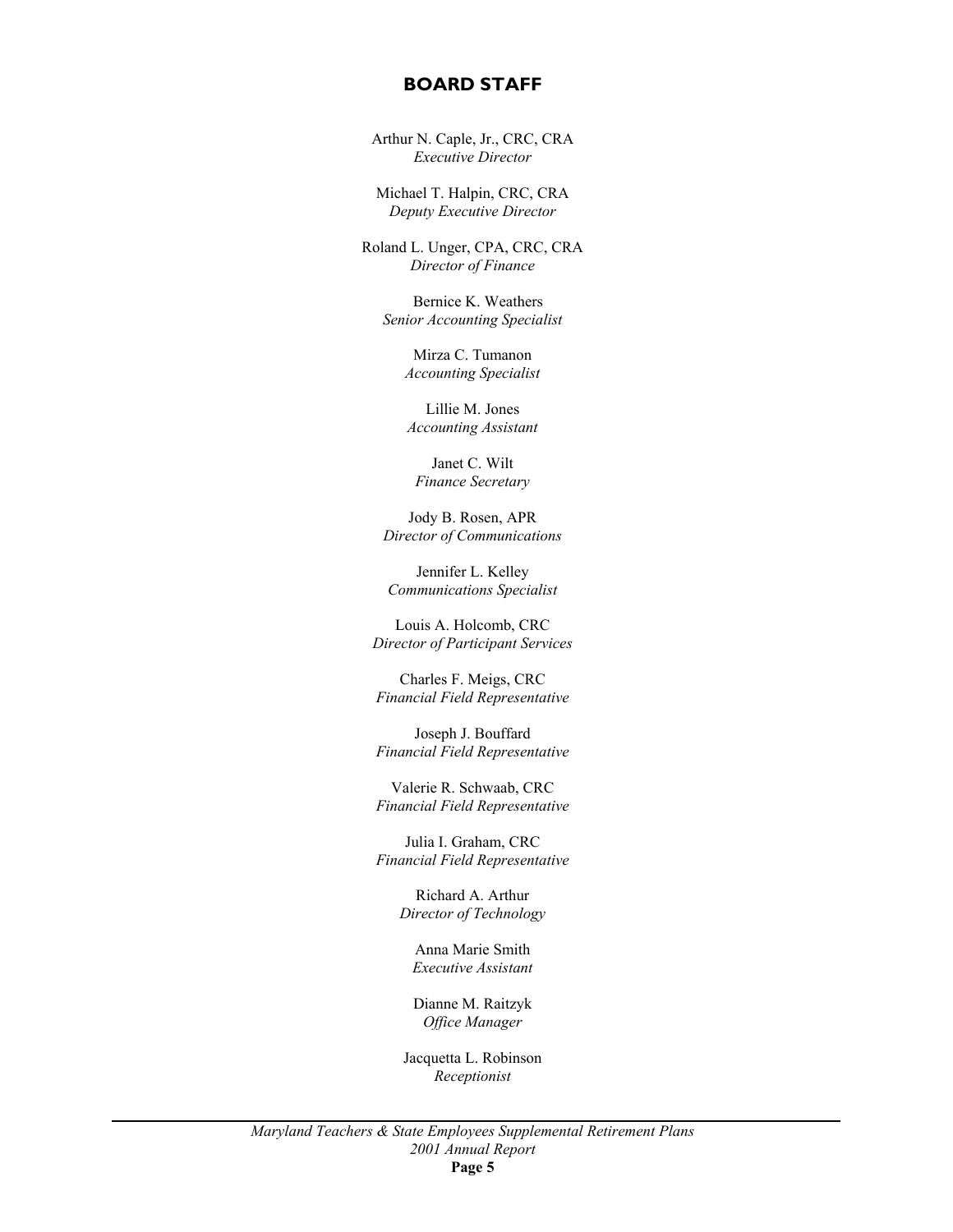## BOARD STAFF

Arthur N. Caple, Jr., CRC, CRA
*Executive Director*

Michael T. Halpin, CRC, CRA
*Deputy Executive Director*

Roland L. Unger, CPA, CRC, CRA
*Director of Finance*

Bernice K. Weathers
*Senior Accounting Specialist*

Mirza C. Tumanon
*Accounting Specialist*

Lillie M. Jones
*Accounting Assistant*

Janet C. Wilt
*Finance Secretary*

Jody B. Rosen, APR
*Director of Communications*

Jennifer L. Kelley
*Communications Specialist*

Louis A. Holcomb, CRC
*Director of Participant Services*

Charles F. Meigs, CRC
*Financial Field Representative*

Joseph J. Bouffard
*Financial Field Representative*

Valerie R. Schwaab, CRC
*Financial Field Representative*

Julia I. Graham, CRC
*Financial Field Representative*

Richard A. Arthur
*Director of Technology*

Anna Marie Smith
*Executive Assistant*

Dianne M. Raitzyk
*Office Manager*

Jacquetta L. Robinson
*Receptionist*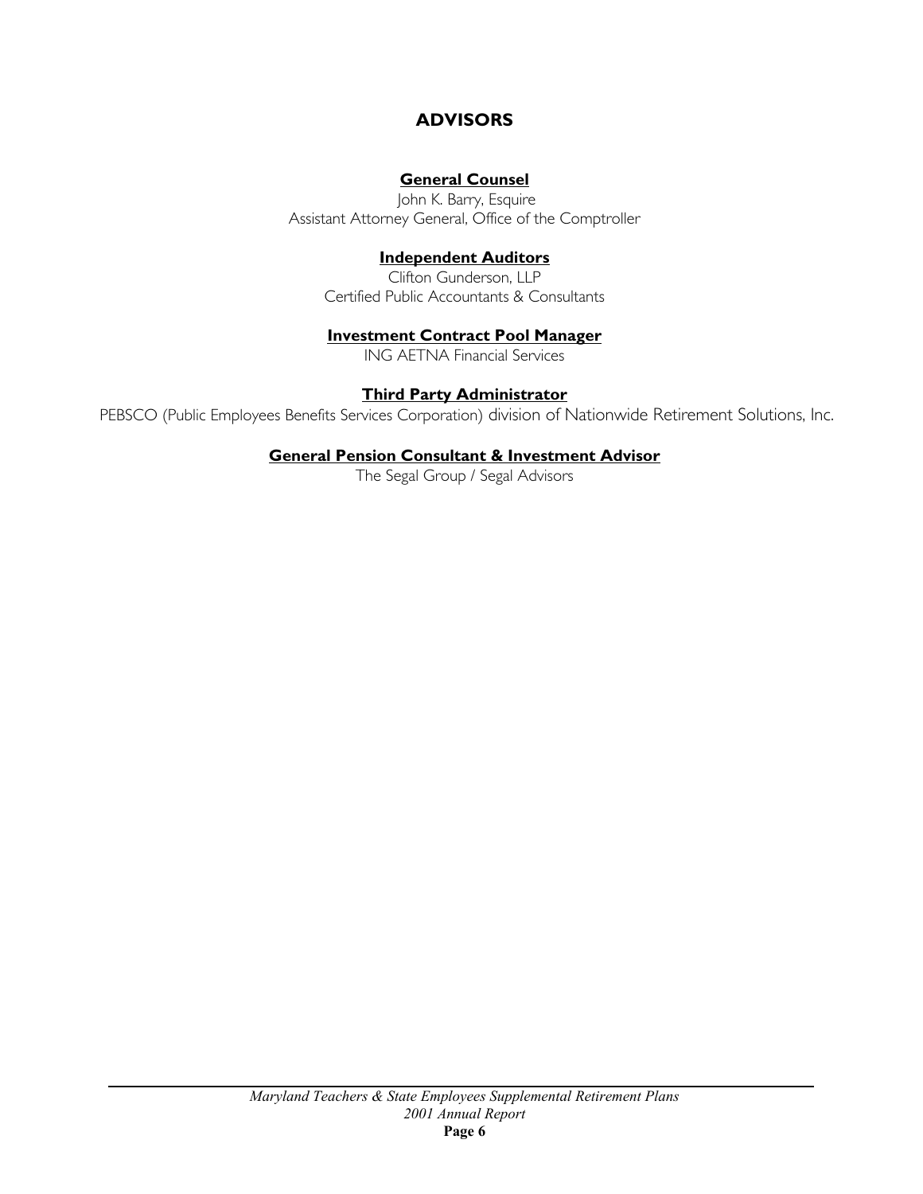# ADVISORS

**General Counsel**

John K. Barry, Esquire
Assistant Attorney General, Office of the Comptroller

**Independent Auditors**

Clifton Gunderson, LLP
Certified Public Accountants & Consultants

**Investment Contract Pool Manager**

ING AETNA Financial Services

**Third Party Administrator**

PEBSCO (Public Employees Benefits Services Corporation) division of Nationwide Retirement Solutions, Inc.

**General Pension Consultant & Investment Advisor**

The Segal Group / Segal Advisors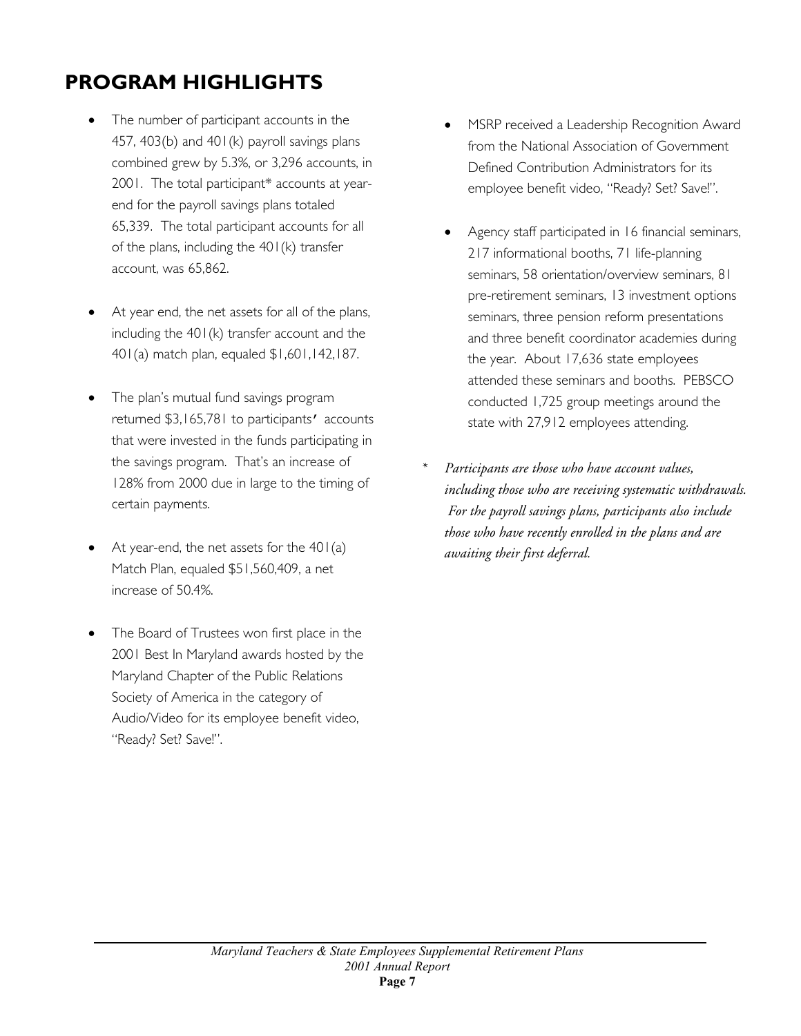## PROGRAM HIGHLIGHTS

- The number of participant accounts in the 457, 403(b) and 401(k) payroll savings plans combined grew by 5.3%, or 3,296 accounts, in 2001. The total participant* accounts at year-end for the payroll savings plans totaled 65,339. The total participant accounts for all of the plans, including the 401(k) transfer account, was 65,862.

- At year end, the net assets for all of the plans, including the 401(k) transfer account and the 401(a) match plan, equaled $1,601,142,187.

- The plan's mutual fund savings program returned $3,165,781 to participants' accounts that were invested in the funds participating in the savings program. That's an increase of 128% from 2000 due in large to the timing of certain payments.

- At year-end, the net assets for the 401(a) Match Plan, equaled $51,560,409, a net increase of 50.4%.

- The Board of Trustees won first place in the 2001 Best In Maryland awards hosted by the Maryland Chapter of the Public Relations Society of America in the category of Audio/Video for its employee benefit video, "Ready? Set? Save!".

- MSRP received a Leadership Recognition Award from the National Association of Government Defined Contribution Administrators for its employee benefit video, "Ready? Set? Save!".

- Agency staff participated in 16 financial seminars, 217 informational booths, 71 life-planning seminars, 58 orientation/overview seminars, 81 pre-retirement seminars, 13 investment options seminars, three pension reform presentations and three benefit coordinator academies during the year. About 17,636 state employees attended these seminars and booths. PEBSCO conducted 1,725 group meetings around the state with 27,912 employees attending.

\* *Participants are those who have account values, including those who are receiving systematic withdrawals. For the payroll savings plans, participants also include those who have recently enrolled in the plans and are awaiting their first deferral.*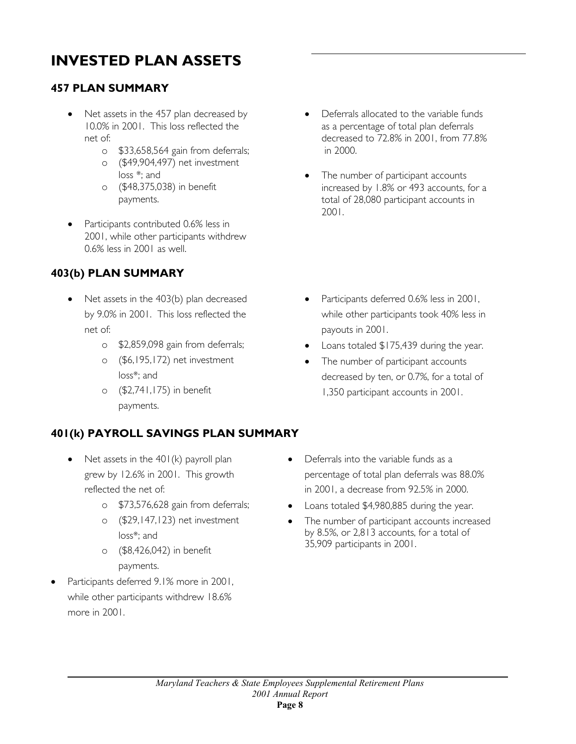# INVESTED PLAN ASSETS

## 457 PLAN SUMMARY

- Net assets in the 457 plan decreased by 10.0% in 2001. This loss reflected the net of:
  - $33,658,564 gain from deferrals;
  - ($49,904,497) net investment loss *; and
  - ($48,375,038) in benefit payments.
- Participants contributed 0.6% less in 2001, while other participants withdrew 0.6% less in 2001 as well.
- Deferrals allocated to the variable funds as a percentage of total plan deferrals decreased to 72.8% in 2001, from 77.8% in 2000.
- The number of participant accounts increased by 1.8% or 493 accounts, for a total of 28,080 participant accounts in 2001.

## 403(b) PLAN SUMMARY

- Net assets in the 403(b) plan decreased by 9.0% in 2001. This loss reflected the net of:
  - $2,859,098 gain from deferrals;
  - ($6,195,172) net investment loss*; and
  - ($2,741,175) in benefit payments.
- Participants deferred 0.6% less in 2001, while other participants took 40% less in payouts in 2001.
- Loans totaled $175,439 during the year.
- The number of participant accounts decreased by ten, or 0.7%, for a total of 1,350 participant accounts in 2001.

## 401(k) PAYROLL SAVINGS PLAN SUMMARY

- Net assets in the 401(k) payroll plan grew by 12.6% in 2001. This growth reflected the net of:
  - $73,576,628 gain from deferrals;
  - ($29,147,123) net investment loss*; and
  - ($8,426,042) in benefit payments.
- Participants deferred 9.1% more in 2001, while other participants withdrew 18.6% more in 2001.
- Deferrals into the variable funds as a percentage of total plan deferrals was 88.0% in 2001, a decrease from 92.5% in 2000.
- Loans totaled $4,980,885 during the year.
- The number of participant accounts increased by 8.5%, or 2,813 accounts, for a total of 35,909 participants in 2001.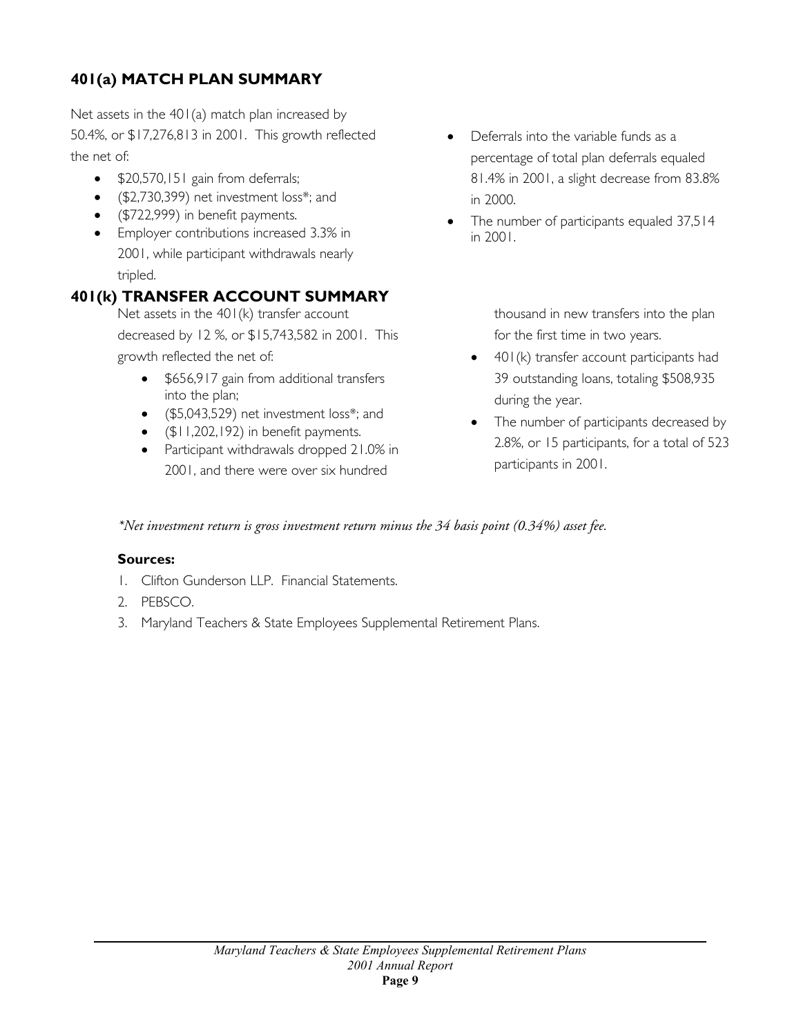## 401(a) MATCH PLAN SUMMARY

Net assets in the 401(a) match plan increased by 50.4%, or $17,276,813 in 2001. This growth reflected the net of:

- $20,570,151 gain from deferrals;
- ($2,730,399) net investment loss*; and
- ($722,999) in benefit payments.
- Employer contributions increased 3.3% in 2001, while participant withdrawals nearly tripled.
- Deferrals into the variable funds as a percentage of total plan deferrals equaled 81.4% in 2001, a slight decrease from 83.8% in 2000.
- The number of participants equaled 37,514 in 2001.

## 401(k) TRANSFER ACCOUNT SUMMARY

Net assets in the 401(k) transfer account decreased by 12 %, or $15,743,582 in 2001. This growth reflected the net of:

- $656,917 gain from additional transfers into the plan;
- ($5,043,529) net investment loss*; and
- ($11,202,192) in benefit payments.
- Participant withdrawals dropped 21.0% in 2001, and there were over six hundred thousand in new transfers into the plan for the first time in two years.
- 401(k) transfer account participants had 39 outstanding loans, totaling $508,935 during the year.
- The number of participants decreased by 2.8%, or 15 participants, for a total of 523 participants in 2001.

*\*Net investment return is gross investment return minus the 34 basis point (0.34%) asset fee.*

**Sources:**

1. Clifton Gunderson LLP. Financial Statements.
2. PEBSCO.
3. Maryland Teachers & State Employees Supplemental Retirement Plans.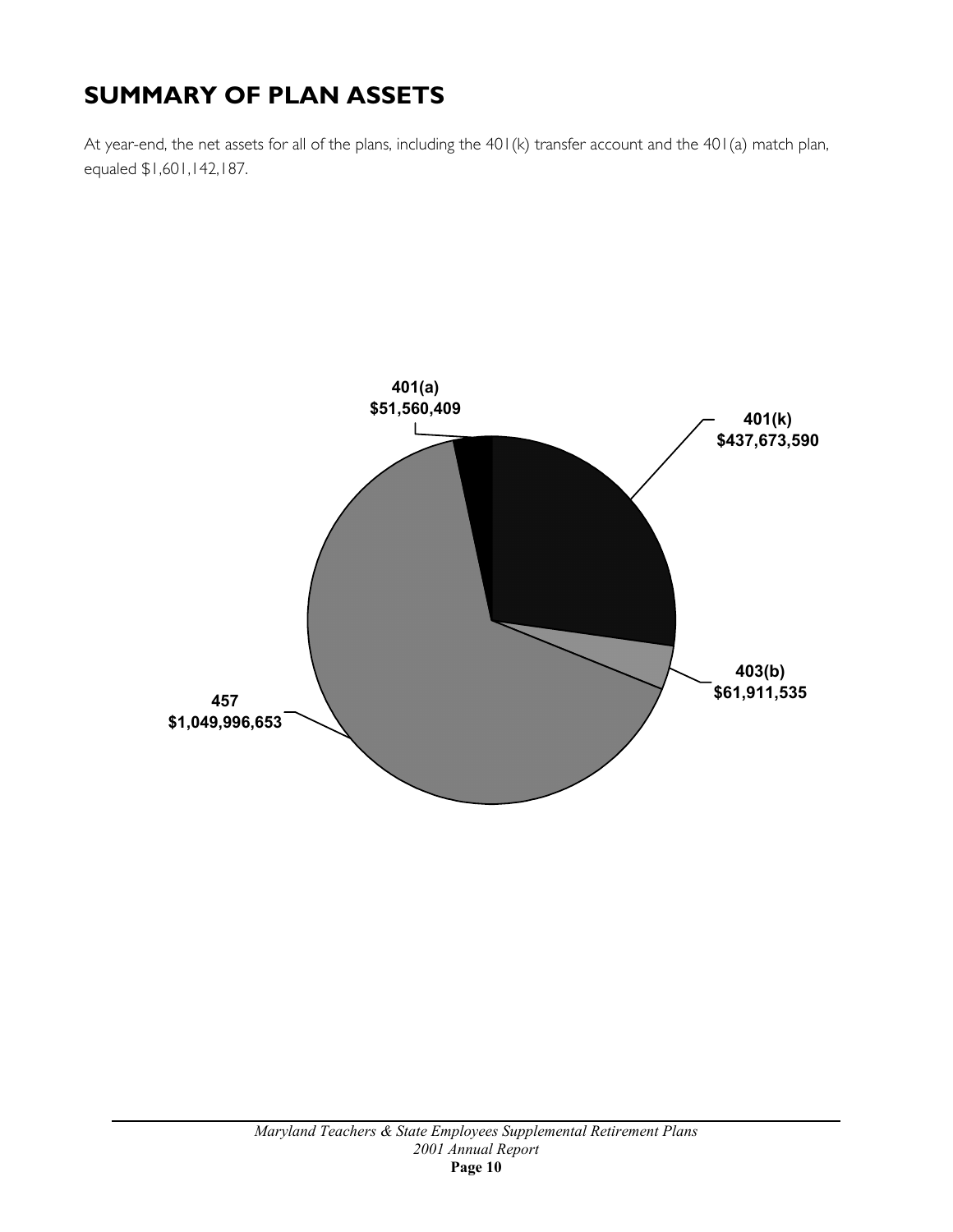# SUMMARY OF PLAN ASSETS

At year-end, the net assets for all of the plans, including the 401(k) transfer account and the 401(a) match plan, equaled $1,601,142,187.

401(a)
$51,560,409

401(k)
$437,673,590

403(b)
$61,911,535

457
$1,049,996,653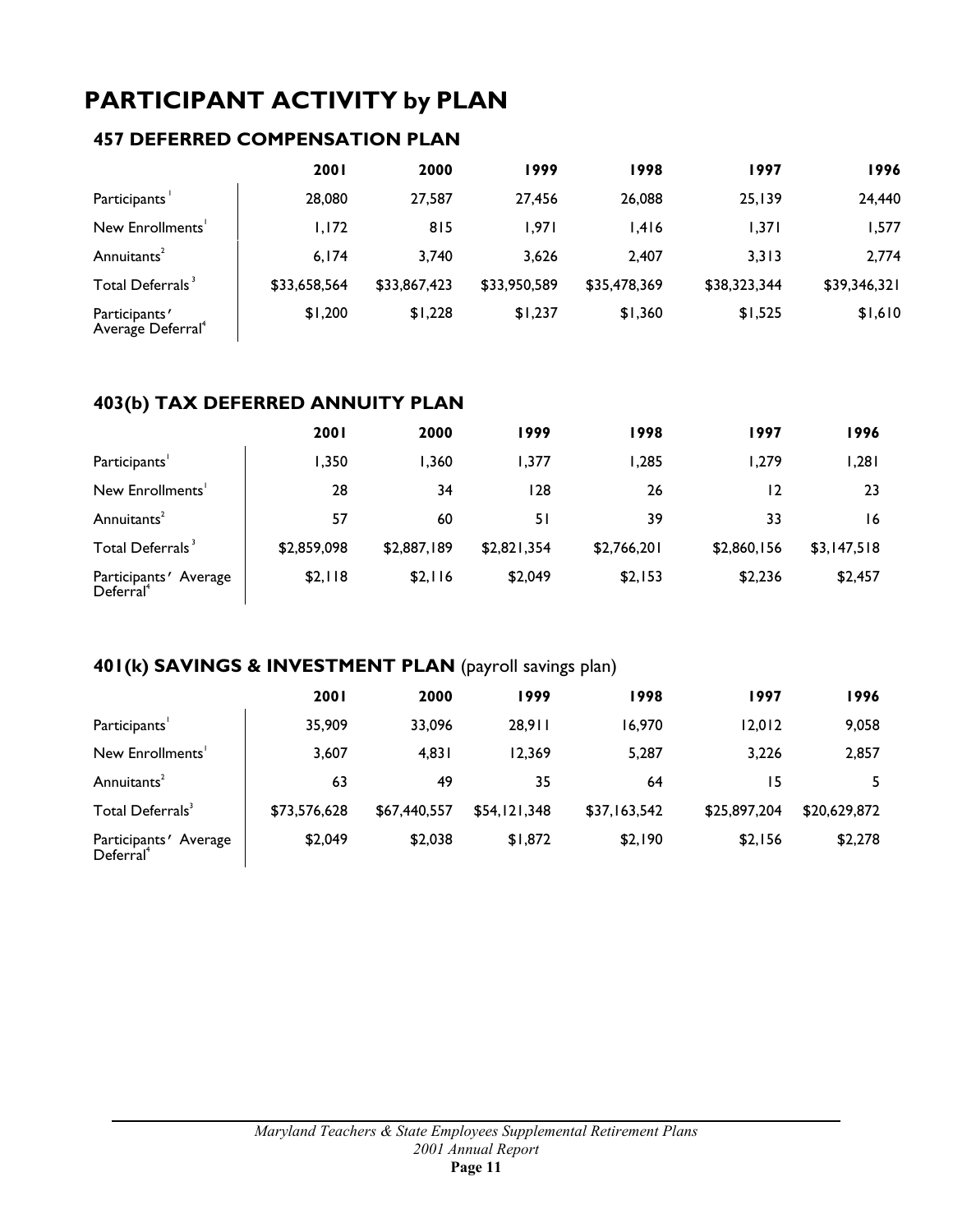# PARTICIPANT ACTIVITY by PLAN

## 457 DEFERRED COMPENSATION PLAN

| | 2001 | 2000 | 1999 | 1998 | 1997 | 1996 |
|---|---|---|---|---|---|---|
| Participants[1] | 28,080 | 27,587 | 27,456 | 26,088 | 25,139 | 24,440 |
| New Enrollments[1] | 1,172 | 815 | 1,971 | 1,416 | 1,371 | 1,577 |
| Annuitants[2] | 6,174 | 3,740 | 3,626 | 2,407 | 3,313 | 2,774 |
| Total Deferrals[3] | $33,658,564 | $33,867,423 | $33,950,589 | $35,478,369 | $38,323,344 | $39,346,321 |
| Participants' Average Deferral[4] | $1,200 | $1,228 | $1,237 | $1,360 | $1,525 | $1,610 |

## 403(b) TAX DEFERRED ANNUITY PLAN

| | 2001 | 2000 | 1999 | 1998 | 1997 | 1996 |
|---|---|---|---|---|---|---|
| Participants[1] | 1,350 | 1,360 | 1,377 | 1,285 | 1,279 | 1,281 |
| New Enrollments[1] | 28 | 34 | 128 | 26 | 12 | 23 |
| Annuitants[2] | 57 | 60 | 51 | 39 | 33 | 16 |
| Total Deferrals[3] | $2,859,098 | $2,887,189 | $2,821,354 | $2,766,201 | $2,860,156 | $3,147,518 |
| Participants' Average Deferral[4] | $2,118 | $2,116 | $2,049 | $2,153 | $2,236 | $2,457 |

## 401(k) SAVINGS & INVESTMENT PLAN (payroll savings plan)

| | 2001 | 2000 | 1999 | 1998 | 1997 | 1996 |
|---|---|---|---|---|---|---|
| Participants[1] | 35,909 | 33,096 | 28,911 | 16,970 | 12,012 | 9,058 |
| New Enrollments[1] | 3,607 | 4,831 | 12,369 | 5,287 | 3,226 | 2,857 |
| Annuitants[2] | 63 | 49 | 35 | 64 | 15 | 5 |
| Total Deferrals[3] | $73,576,628 | $67,440,557 | $54,121,348 | $37,163,542 | $25,897,204 | $20,629,872 |
| Participants' Average Deferral[4] | $2,049 | $2,038 | $1,872 | $2,190 | $2,156 | $2,278 |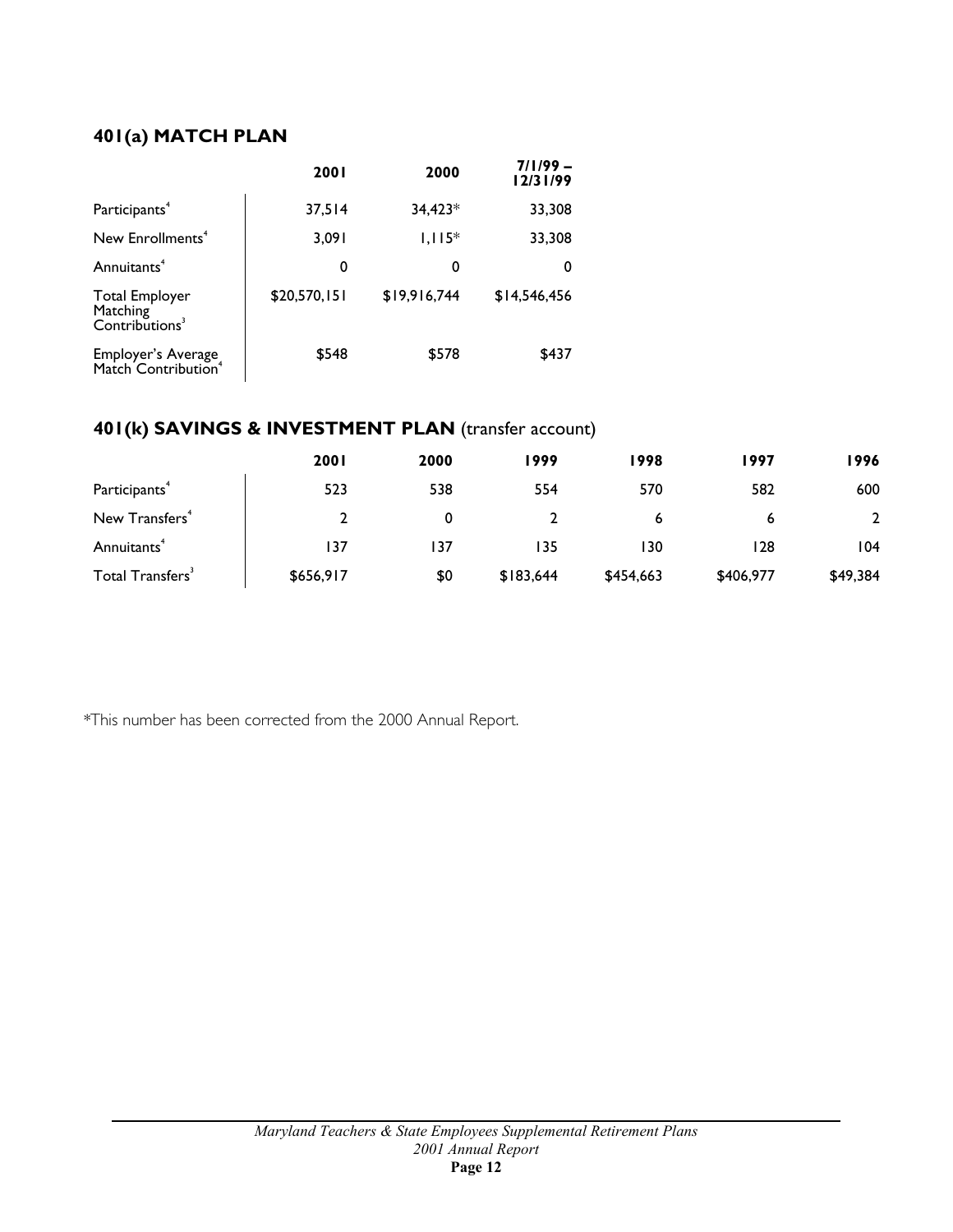## 401(a) MATCH PLAN

| | 2001 | 2000 | 7/1/99 – 12/31/99 |
|---|---|---|---|
| Participants[4] | 37,514 | 34,423* | 33,308 |
| New Enrollments[4] | 3,091 | 1,115* | 33,308 |
| Annuitants[4] | 0 | 0 | 0 |
| Total Employer Matching Contributions[3] | $20,570,151 | $19,916,744 | $14,546,456 |
| Employer's Average Match Contribution[4] | $548 | $578 | $437 |

## 401(k) SAVINGS & INVESTMENT PLAN (transfer account)

| | 2001 | 2000 | 1999 | 1998 | 1997 | 1996 |
|---|---|---|---|---|---|---|
| Participants[4] | 523 | 538 | 554 | 570 | 582 | 600 |
| New Transfers[4] | 2 | 0 | 2 | 6 | 6 | 2 |
| Annuitants[4] | 137 | 137 | 135 | 130 | 128 | 104 |
| Total Transfers[3] | $656,917 | $0 | $183,644 | $454,663 | $406,977 | $49,384 |

*This number has been corrected from the 2000 Annual Report.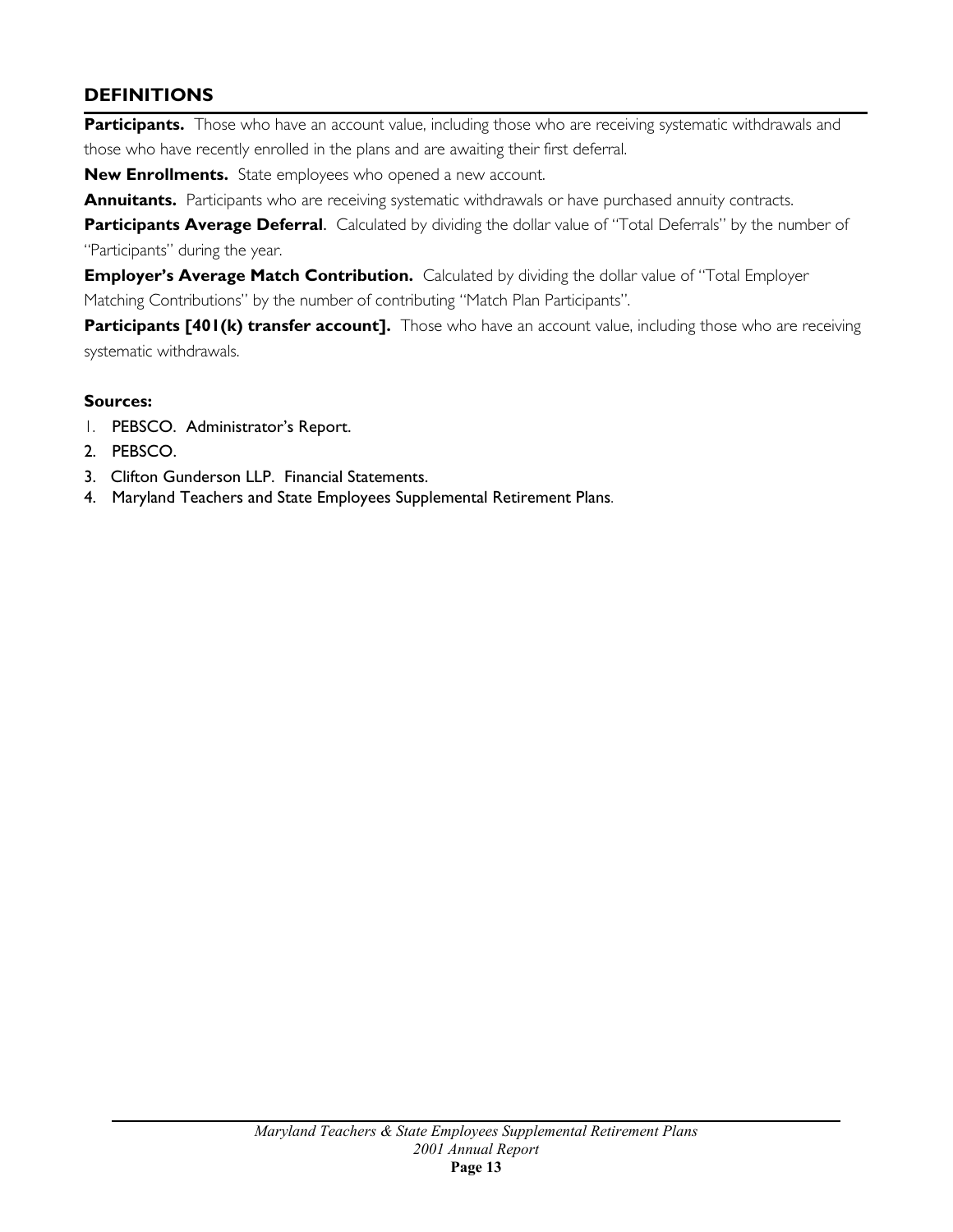## DEFINITIONS

**Participants.** Those who have an account value, including those who are receiving systematic withdrawals and those who have recently enrolled in the plans and are awaiting their first deferral.

**New Enrollments.** State employees who opened a new account.

**Annuitants.** Participants who are receiving systematic withdrawals or have purchased annuity contracts.

**Participants Average Deferral**. Calculated by dividing the dollar value of "Total Deferrals" by the number of "Participants" during the year.

**Employer's Average Match Contribution.** Calculated by dividing the dollar value of "Total Employer Matching Contributions" by the number of contributing "Match Plan Participants".

**Participants [401(k) transfer account].** Those who have an account value, including those who are receiving systematic withdrawals.

**Sources:**

1. PEBSCO. Administrator's Report.
2. PEBSCO.
3. Clifton Gunderson LLP. Financial Statements.
4. Maryland Teachers and State Employees Supplemental Retirement Plans.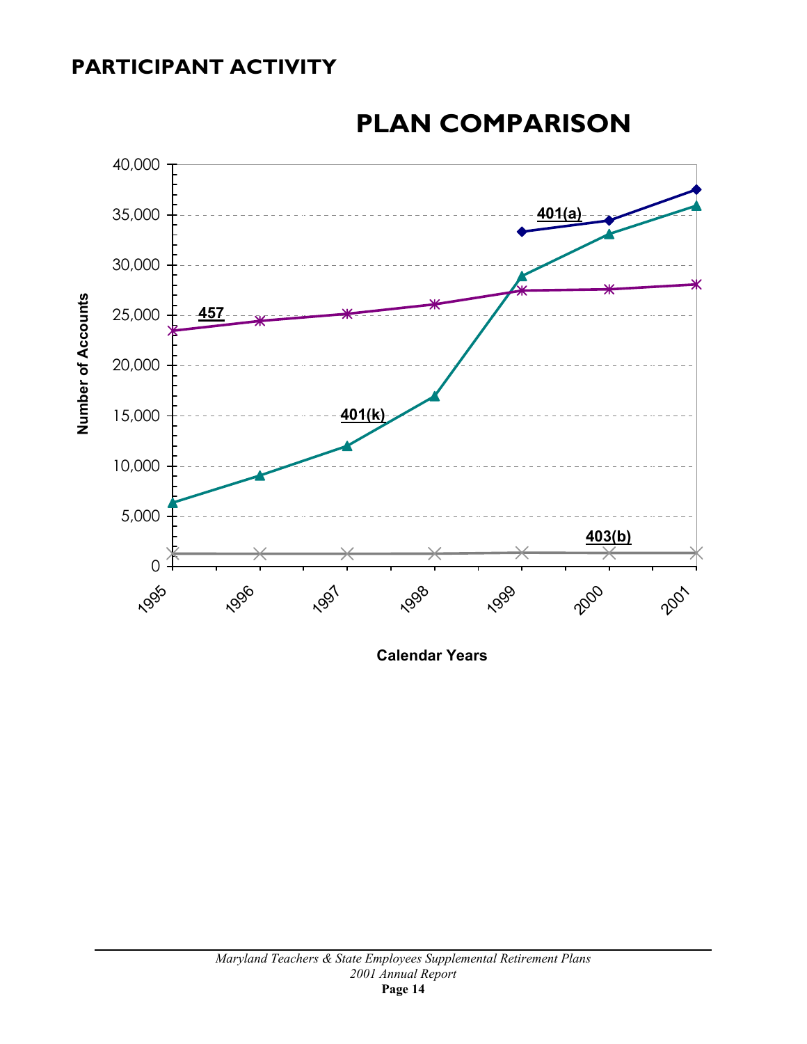# PARTICIPANT ACTIVITY

## PLAN COMPARISON

Number of Accounts

401(a)

457

401(k)

403(b)

Calendar Years

1995 1996 1997 1998 1999 2000 2001

0 5,000 10,000 15,000 20,000 25,000 30,000 35,000 40,000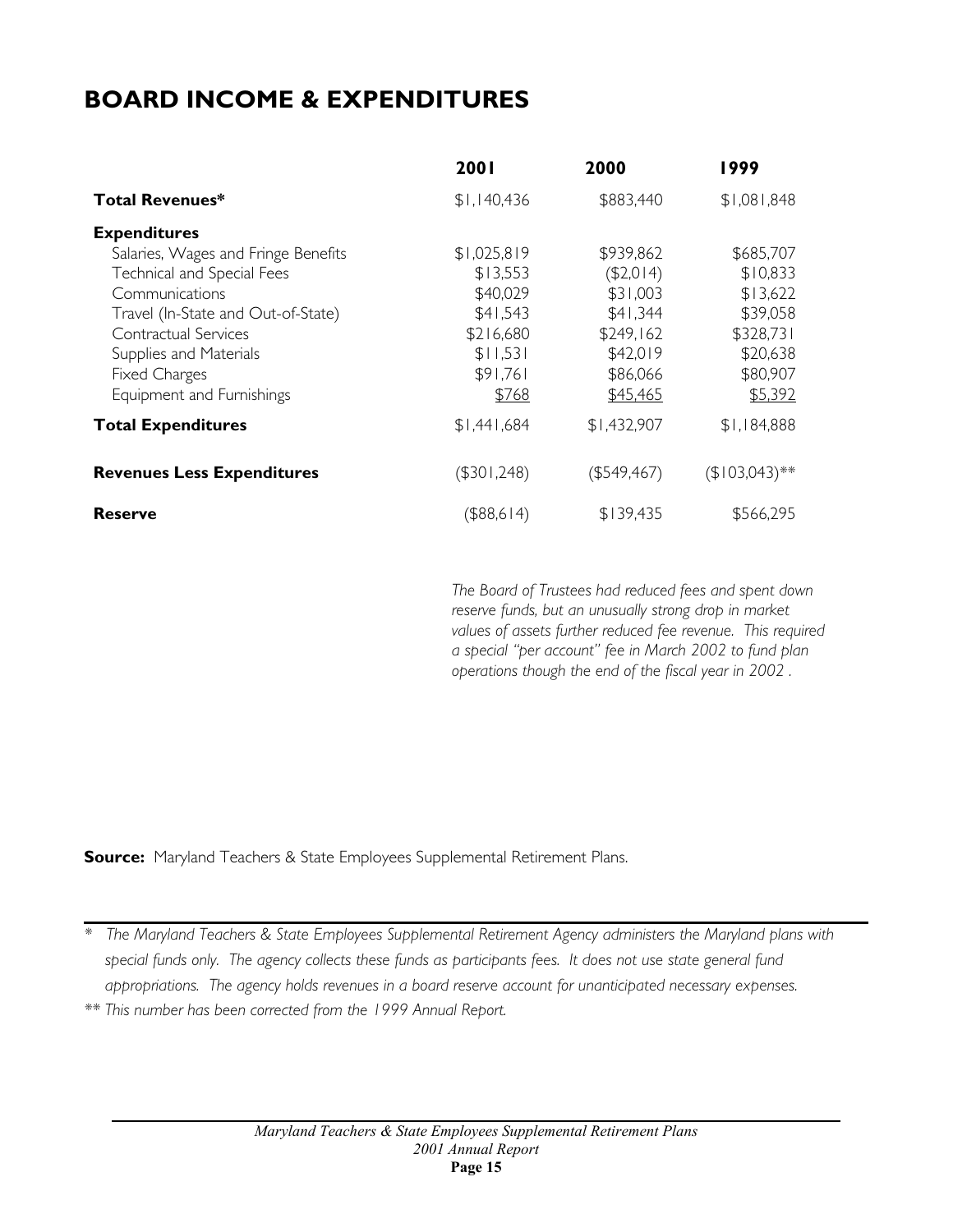# BOARD INCOME & EXPENDITURES

| | 2001 | 2000 | 1999 |
|---|---|---|---|
| **Total Revenues*** | \$1,140,436 | \$883,440 | \$1,081,848 |
| **Expenditures** | | | |
| Salaries, Wages and Fringe Benefits | \$1,025,819 | \$939,862 | \$685,707 |
| Technical and Special Fees | \$13,553 | (\$2,014) | \$10,833 |
| Communications | \$40,029 | \$31,003 | \$13,622 |
| Travel (In-State and Out-of-State) | \$41,543 | \$41,344 | \$39,058 |
| Contractual Services | \$216,680 | \$249,162 | \$328,731 |
| Supplies and Materials | \$11,531 | \$42,019 | \$20,638 |
| Fixed Charges | \$91,761 | \$86,066 | \$80,907 |
| Equipment and Furnishings | \$768 | \$45,465 | \$5,392 |
| **Total Expenditures** | \$1,441,684 | \$1,432,907 | \$1,184,888 |
| **Revenues Less Expenditures** | (\$301,248) | (\$549,467) | (\$103,043)** |
| **Reserve** | (\$88,614) | \$139,435 | \$566,295 |

*The Board of Trustees had reduced fees and spent down reserve funds, but an unusually strong drop in market values of assets further reduced fee revenue. This required a special "per account" fee in March 2002 to fund plan operations though the end of the fiscal year in 2002 .*

**Source:** Maryland Teachers & State Employees Supplemental Retirement Plans.

\* *The Maryland Teachers & State Employees Supplemental Retirement Agency administers the Maryland plans with special funds only. The agency collects these funds as participants fees. It does not use state general fund appropriations. The agency holds revenues in a board reserve account for unanticipated necessary expenses.*

\*\* *This number has been corrected from the 1999 Annual Report.*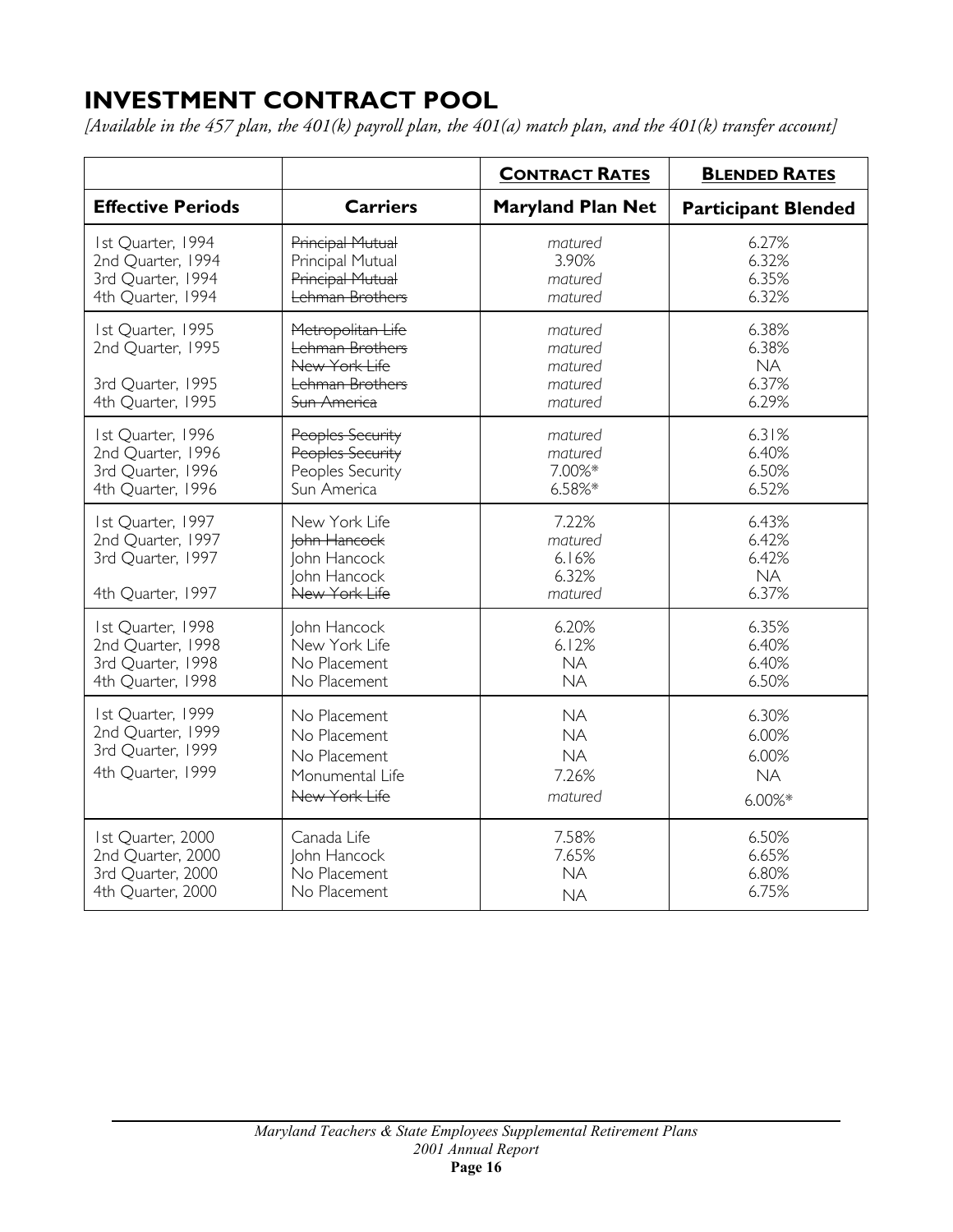# INVESTMENT CONTRACT POOL

*[Available in the 457 plan, the 401(k) payroll plan, the 401(a) match plan, and the 401(k) transfer account]*

| | | **CONTRACT RATES** | **BLENDED RATES** |
|---|---|---|---|
| **Effective Periods** | **Carriers** | **Maryland Plan Net** | **Participant Blended** |
| 1st Quarter, 1994 | ~~Principal Mutual~~ | *matured* | 6.27% |
| 2nd Quarter, 1994 | Principal Mutual | 3.90% | 6.32% |
| 3rd Quarter, 1994 | ~~Principal Mutual~~ | *matured* | 6.35% |
| 4th Quarter, 1994 | ~~Lehman Brothers~~ | *matured* | 6.32% |
| 1st Quarter, 1995 | ~~Metropolitan Life~~ | *matured* | 6.38% |
| 2nd Quarter, 1995 | ~~Lehman Brothers~~ | *matured* | 6.38% |
| | ~~New York Life~~ | *matured* | NA |
| 3rd Quarter, 1995 | ~~Lehman Brothers~~ | *matured* | 6.37% |
| 4th Quarter, 1995 | ~~Sun America~~ | *matured* | 6.29% |
| 1st Quarter, 1996 | ~~Peoples Security~~ | *matured* | 6.31% |
| 2nd Quarter, 1996 | ~~Peoples Security~~ | *matured* | 6.40% |
| 3rd Quarter, 1996 | Peoples Security | 7.00%* | 6.50% |
| 4th Quarter, 1996 | Sun America | 6.58%* | 6.52% |
| 1st Quarter, 1997 | New York Life | 7.22% | 6.43% |
| 2nd Quarter, 1997 | ~~John Hancock~~ | *matured* | 6.42% |
| 3rd Quarter, 1997 | John Hancock | 6.16% | 6.42% |
| | John Hancock | 6.32% | NA |
| 4th Quarter, 1997 | ~~New York Life~~ | *matured* | 6.37% |
| 1st Quarter, 1998 | John Hancock | 6.20% | 6.35% |
| 2nd Quarter, 1998 | New York Life | 6.12% | 6.40% |
| 3rd Quarter, 1998 | No Placement | NA | 6.40% |
| 4th Quarter, 1998 | No Placement | NA | 6.50% |
| 1st Quarter, 1999 | No Placement | NA | 6.30% |
| 2nd Quarter, 1999 | No Placement | NA | 6.00% |
| 3rd Quarter, 1999 | No Placement | NA | 6.00% |
| 4th Quarter, 1999 | Monumental Life | 7.26% | NA |
| | ~~New York Life~~ | *matured* | 6.00%* |
| 1st Quarter, 2000 | Canada Life | 7.58% | 6.50% |
| 2nd Quarter, 2000 | John Hancock | 7.65% | 6.65% |
| 3rd Quarter, 2000 | No Placement | NA | 6.80% |
| 4th Quarter, 2000 | No Placement | NA | 6.75% |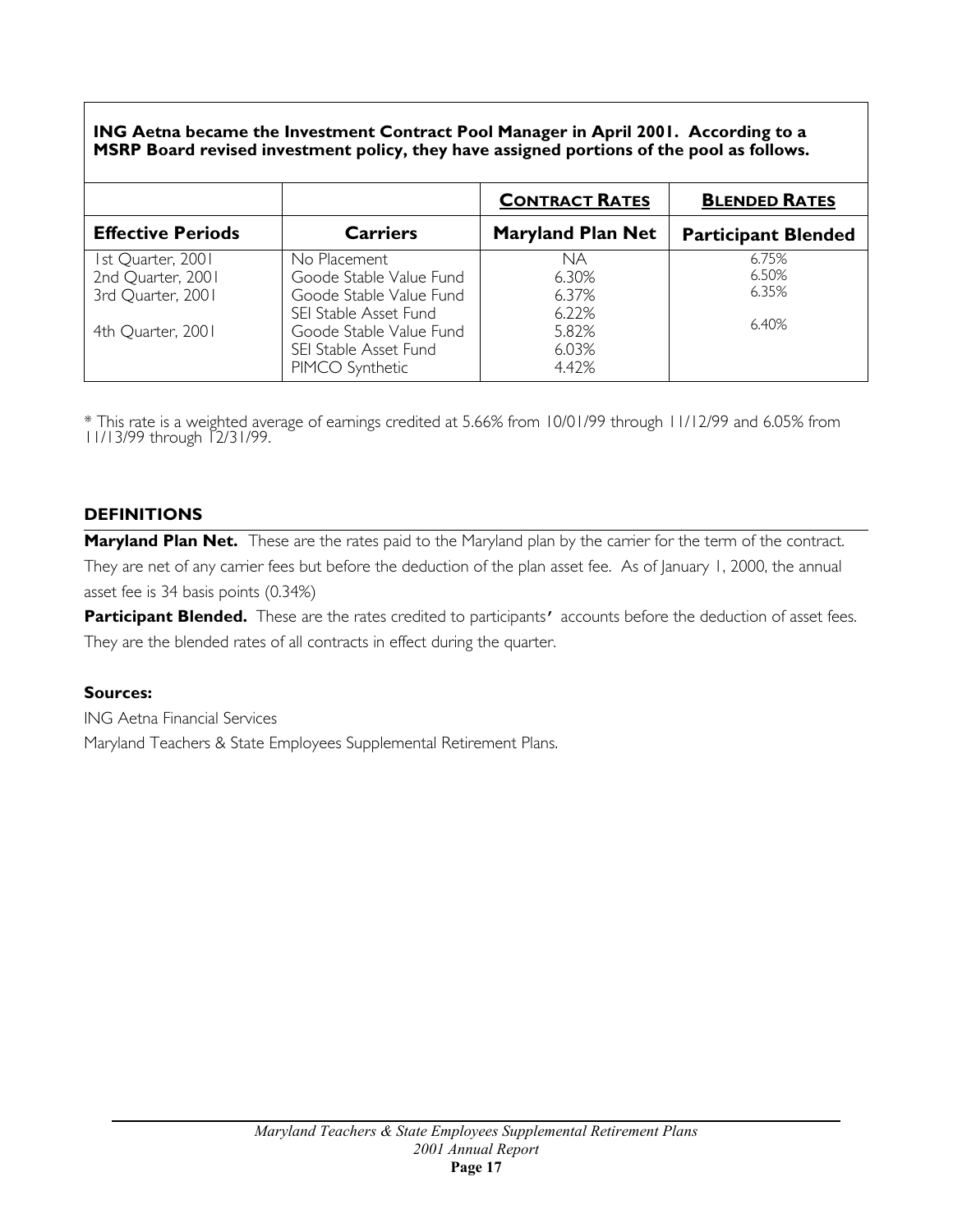**ING Aetna became the Investment Contract Pool Manager in April 2001. According to a MSRP Board revised investment policy, they have assigned portions of the pool as follows.**

| | | **CONTRACT RATES** | **BLENDED RATES** |
|---|---|---|---|
| **Effective Periods** | **Carriers** | **Maryland Plan Net** | **Participant Blended** |
| 1st Quarter, 2001 | No Placement | NA | 6.75% |
| 2nd Quarter, 2001 | Goode Stable Value Fund | 6.30% | 6.50% |
| 3rd Quarter, 2001 | Goode Stable Value Fund | 6.37% | 6.35% |
| | SEI Stable Asset Fund | 6.22% | |
| 4th Quarter, 2001 | Goode Stable Value Fund | 5.82% | 6.40% |
| | SEI Stable Asset Fund | 6.03% | |
| | PIMCO Synthetic | 4.42% | |

\* This rate is a weighted average of earnings credited at 5.66% from 10/01/99 through 11/12/99 and 6.05% from 11/13/99 through 12/31/99.

### DEFINITIONS

**Maryland Plan Net.** These are the rates paid to the Maryland plan by the carrier for the term of the contract. They are net of any carrier fees but before the deduction of the plan asset fee. As of January 1, 2000, the annual asset fee is 34 basis points (0.34%)

**Participant Blended.** These are the rates credited to participants' accounts before the deduction of asset fees. They are the blended rates of all contracts in effect during the quarter.

**Sources:**

ING Aetna Financial Services

Maryland Teachers & State Employees Supplemental Retirement Plans.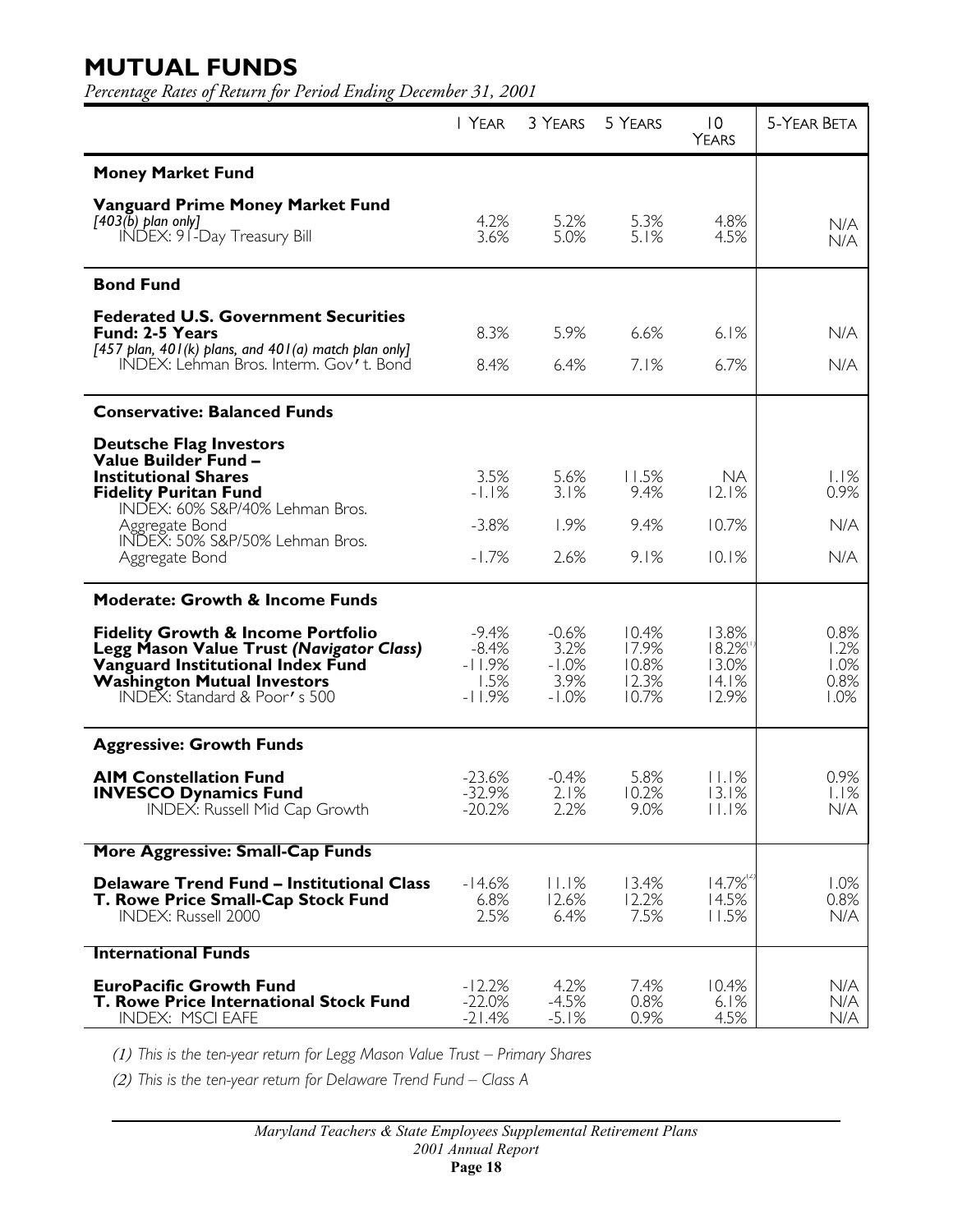# MUTUAL FUNDS

*Percentage Rates of Return for Period Ending December 31, 2001*

| | 1 Year | 3 Years | 5 Years | 10 Years | 5-Year Beta |
|---|---|---|---|---|---|
| **Money Market Fund** | | | | | |
| **Vanguard Prime Money Market Fund** *[403(b) plan only]* | 4.2% | 5.2% | 5.3% | 4.8% | N/A |
| INDEX: 91-Day Treasury Bill | 3.6% | 5.0% | 5.1% | 4.5% | N/A |
| **Bond Fund** | | | | | |
| **Federated U.S. Government Securities Fund: 2-5 Years** *[457 plan, 401(k) plans, and 401(a) match plan only]* | 8.3% | 5.9% | 6.6% | 6.1% | N/A |
| INDEX: Lehman Bros. Interm. Gov't. Bond | 8.4% | 6.4% | 7.1% | 6.7% | N/A |
| **Conservative: Balanced Funds** | | | | | |
| **Deutsche Flag Investors Value Builder Fund – Institutional Shares** | 3.5% | 5.6% | 11.5% | NA | 1.1% |
| **Fidelity Puritan Fund** | -1.1% | 3.1% | 9.4% | 12.1% | 0.9% |
| INDEX: 60% S&P/40% Lehman Bros. Aggregate Bond | -3.8% | 1.9% | 9.4% | 10.7% | N/A |
| INDEX: 50% S&P/50% Lehman Bros. Aggregate Bond | -1.7% | 2.6% | 9.1% | 10.1% | N/A |
| **Moderate: Growth & Income Funds** | | | | | |
| **Fidelity Growth & Income Portfolio** | -9.4% | -0.6% | 10.4% | 13.8% | 0.8% |
| **Legg Mason Value Trust *(Navigator Class)*** | -8.4% | 3.2% | 17.9% | 18.2%(1) | 1.2% |
| **Vanguard Institutional Index Fund** | -11.9% | -1.0% | 10.8% | 13.0% | 1.0% |
| **Washington Mutual Investors** | 1.5% | 3.9% | 12.3% | 14.1% | 0.8% |
| INDEX: Standard & Poor's 500 | -11.9% | -1.0% | 10.7% | 12.9% | 1.0% |
| **Aggressive: Growth Funds** | | | | | |
| **AIM Constellation Fund** | -23.6% | -0.4% | 5.8% | 11.1% | 0.9% |
| **INVESCO Dynamics Fund** | -32.9% | 2.1% | 10.2% | 13.1% | 1.1% |
| INDEX: Russell Mid Cap Growth | -20.2% | 2.2% | 9.0% | 11.1% | N/A |
| **More Aggressive: Small-Cap Funds** | | | | | |
| **Delaware Trend Fund – Institutional Class** | -14.6% | 11.1% | 13.4% | 14.7%(2) | 1.0% |
| **T. Rowe Price Small-Cap Stock Fund** | 6.8% | 12.6% | 12.2% | 14.5% | 0.8% |
| INDEX: Russell 2000 | 2.5% | 6.4% | 7.5% | 11.5% | N/A |
| **International Funds** | | | | | |
| **EuroPacific Growth Fund** | -12.2% | 4.2% | 7.4% | 10.4% | N/A |
| **T. Rowe Price International Stock Fund** | -22.0% | -4.5% | 0.8% | 6.1% | N/A |
| INDEX: MSCI EAFE | -21.4% | -5.1% | 0.9% | 4.5% | N/A |

*(1) This is the ten-year return for Legg Mason Value Trust – Primary Shares*

*(2) This is the ten-year return for Delaware Trend Fund – Class A*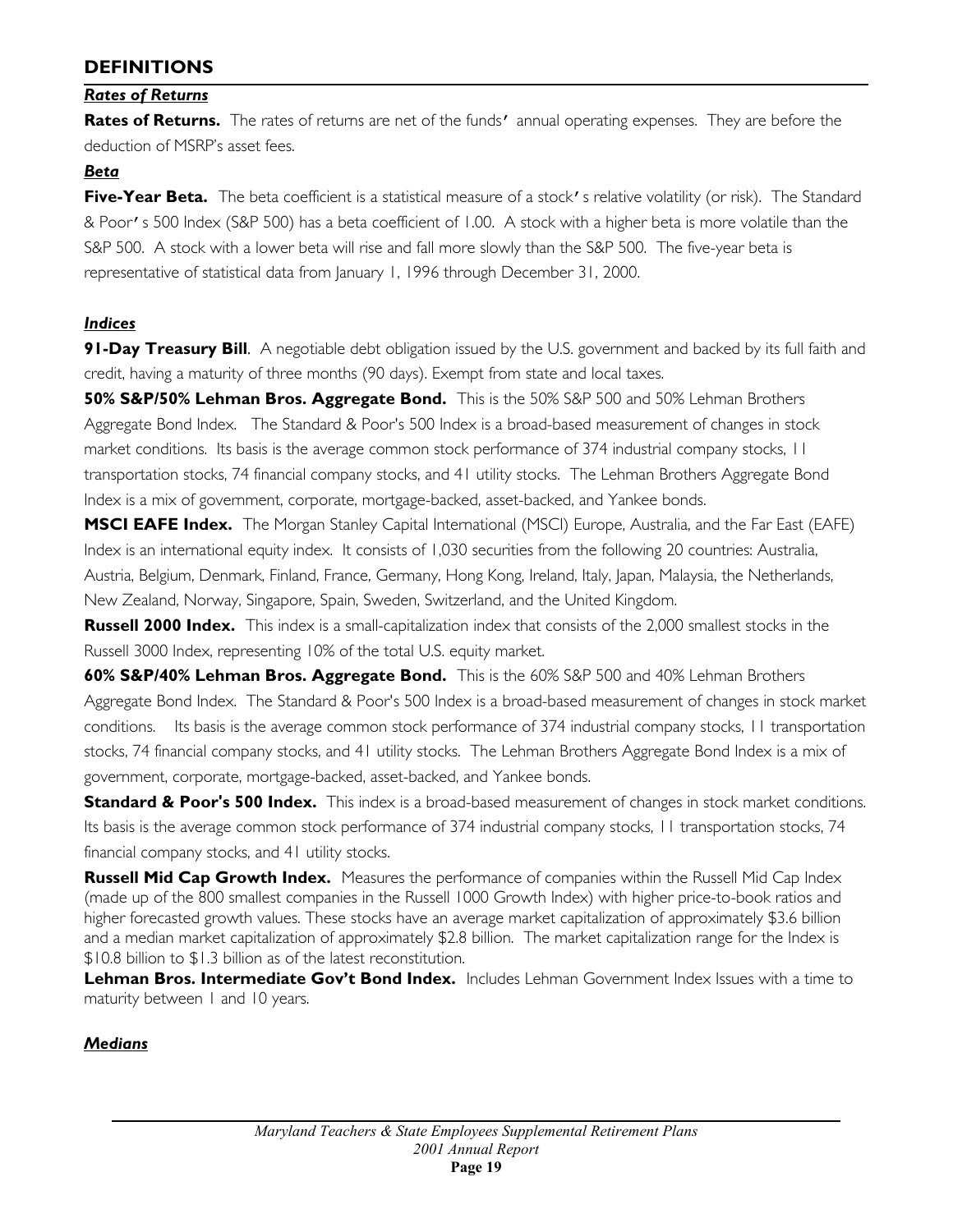## DEFINITIONS

### *Rates of Returns*

**Rates of Returns.** The rates of returns are net of the funds' annual operating expenses. They are before the deduction of MSRP's asset fees.

### *Beta*

**Five-Year Beta.** The beta coefficient is a statistical measure of a stock's relative volatility (or risk). The Standard & Poor's 500 Index (S&P 500) has a beta coefficient of 1.00. A stock with a higher beta is more volatile than the S&P 500. A stock with a lower beta will rise and fall more slowly than the S&P 500. The five-year beta is representative of statistical data from January 1, 1996 through December 31, 2000.

### *Indices*

**91-Day Treasury Bill**. A negotiable debt obligation issued by the U.S. government and backed by its full faith and credit, having a maturity of three months (90 days). Exempt from state and local taxes.

**50% S&P/50% Lehman Bros. Aggregate Bond.** This is the 50% S&P 500 and 50% Lehman Brothers Aggregate Bond Index. The Standard & Poor's 500 Index is a broad-based measurement of changes in stock market conditions. Its basis is the average common stock performance of 374 industrial company stocks, 11 transportation stocks, 74 financial company stocks, and 41 utility stocks. The Lehman Brothers Aggregate Bond Index is a mix of government, corporate, mortgage-backed, asset-backed, and Yankee bonds.

**MSCI EAFE Index.** The Morgan Stanley Capital International (MSCI) Europe, Australia, and the Far East (EAFE) Index is an international equity index. It consists of 1,030 securities from the following 20 countries: Australia, Austria, Belgium, Denmark, Finland, France, Germany, Hong Kong, Ireland, Italy, Japan, Malaysia, the Netherlands, New Zealand, Norway, Singapore, Spain, Sweden, Switzerland, and the United Kingdom.

**Russell 2000 Index.** This index is a small-capitalization index that consists of the 2,000 smallest stocks in the Russell 3000 Index, representing 10% of the total U.S. equity market.

**60% S&P/40% Lehman Bros. Aggregate Bond.** This is the 60% S&P 500 and 40% Lehman Brothers Aggregate Bond Index. The Standard & Poor's 500 Index is a broad-based measurement of changes in stock market conditions. Its basis is the average common stock performance of 374 industrial company stocks, 11 transportation stocks, 74 financial company stocks, and 41 utility stocks. The Lehman Brothers Aggregate Bond Index is a mix of government, corporate, mortgage-backed, asset-backed, and Yankee bonds.

**Standard & Poor's 500 Index.** This index is a broad-based measurement of changes in stock market conditions. Its basis is the average common stock performance of 374 industrial company stocks, 11 transportation stocks, 74 financial company stocks, and 41 utility stocks.

**Russell Mid Cap Growth Index.** Measures the performance of companies within the Russell Mid Cap Index (made up of the 800 smallest companies in the Russell 1000 Growth Index) with higher price-to-book ratios and higher forecasted growth values. These stocks have an average market capitalization of approximately $3.6 billion and a median market capitalization of approximately $2.8 billion. The market capitalization range for the Index is $10.8 billion to $1.3 billion as of the latest reconstitution.

**Lehman Bros. Intermediate Gov't Bond Index.** Includes Lehman Government Index Issues with a time to maturity between 1 and 10 years.

### *Medians*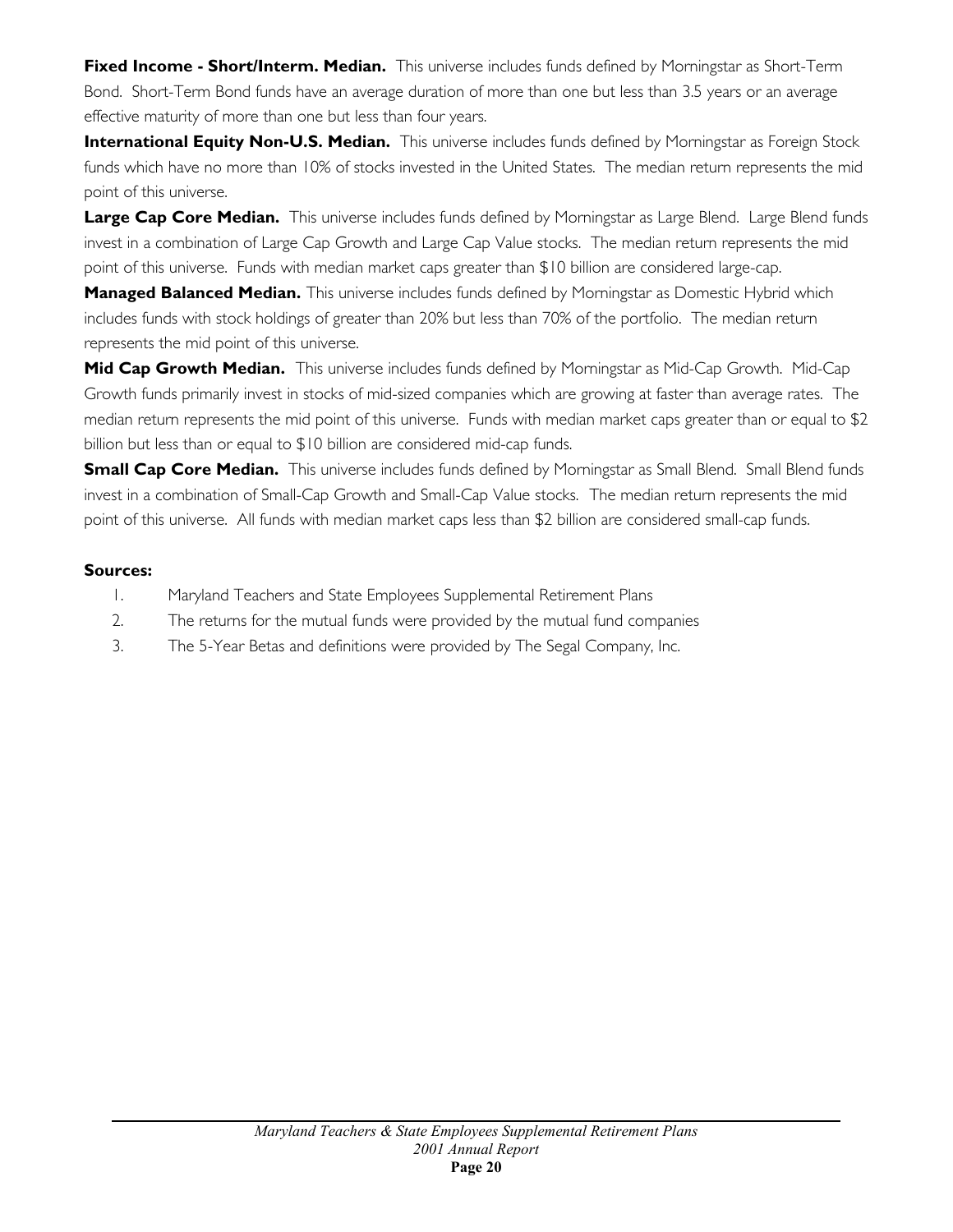**Fixed Income - Short/Interm. Median.** This universe includes funds defined by Morningstar as Short-Term Bond. Short-Term Bond funds have an average duration of more than one but less than 3.5 years or an average effective maturity of more than one but less than four years.

**International Equity Non-U.S. Median.** This universe includes funds defined by Morningstar as Foreign Stock funds which have no more than 10% of stocks invested in the United States. The median return represents the mid point of this universe.

**Large Cap Core Median.** This universe includes funds defined by Morningstar as Large Blend. Large Blend funds invest in a combination of Large Cap Growth and Large Cap Value stocks. The median return represents the mid point of this universe. Funds with median market caps greater than $10 billion are considered large-cap.

**Managed Balanced Median.** This universe includes funds defined by Morningstar as Domestic Hybrid which includes funds with stock holdings of greater than 20% but less than 70% of the portfolio. The median return represents the mid point of this universe.

**Mid Cap Growth Median.** This universe includes funds defined by Morningstar as Mid-Cap Growth. Mid-Cap Growth funds primarily invest in stocks of mid-sized companies which are growing at faster than average rates. The median return represents the mid point of this universe. Funds with median market caps greater than or equal to $2 billion but less than or equal to $10 billion are considered mid-cap funds.

**Small Cap Core Median.** This universe includes funds defined by Morningstar as Small Blend. Small Blend funds invest in a combination of Small-Cap Growth and Small-Cap Value stocks. The median return represents the mid point of this universe. All funds with median market caps less than $2 billion are considered small-cap funds.

**Sources:**

1. Maryland Teachers and State Employees Supplemental Retirement Plans
2. The returns for the mutual funds were provided by the mutual fund companies
3. The 5-Year Betas and definitions were provided by The Segal Company, Inc.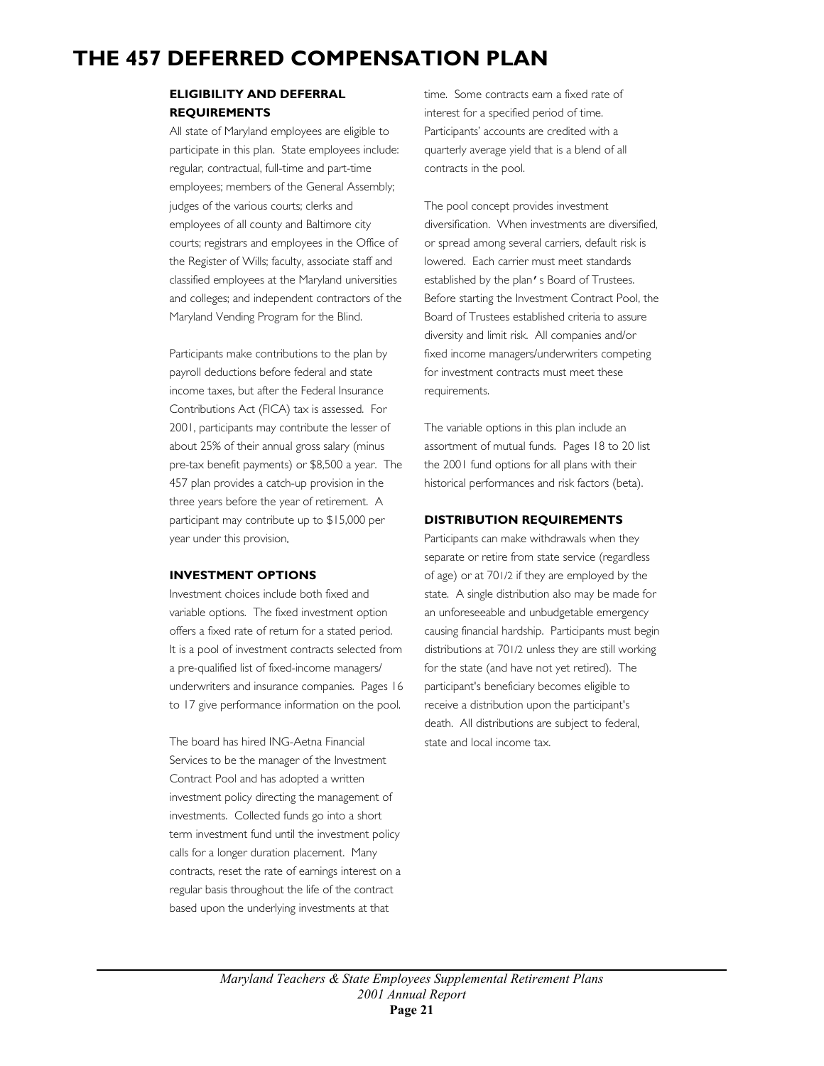# THE 457 DEFERRED COMPENSATION PLAN

### ELIGIBILITY AND DEFERRAL REQUIREMENTS

All state of Maryland employees are eligible to participate in this plan. State employees include: regular, contractual, full-time and part-time employees; members of the General Assembly; judges of the various courts; clerks and employees of all county and Baltimore city courts; registrars and employees in the Office of the Register of Wills; faculty, associate staff and classified employees at the Maryland universities and colleges; and independent contractors of the Maryland Vending Program for the Blind.

Participants make contributions to the plan by payroll deductions before federal and state income taxes, but after the Federal Insurance Contributions Act (FICA) tax is assessed. For 2001, participants may contribute the lesser of about 25% of their annual gross salary (minus pre-tax benefit payments) or $8,500 a year. The 457 plan provides a catch-up provision in the three years before the year of retirement. A participant may contribute up to $15,000 per year under this provision.

### INVESTMENT OPTIONS

Investment choices include both fixed and variable options. The fixed investment option offers a fixed rate of return for a stated period. It is a pool of investment contracts selected from a pre-qualified list of fixed-income managers/ underwriters and insurance companies. Pages 16 to 17 give performance information on the pool.

The board has hired ING-Aetna Financial Services to be the manager of the Investment Contract Pool and has adopted a written investment policy directing the management of investments. Collected funds go into a short term investment fund until the investment policy calls for a longer duration placement. Many contracts, reset the rate of earnings interest on a regular basis throughout the life of the contract based upon the underlying investments at that time. Some contracts earn a fixed rate of interest for a specified period of time. Participants' accounts are credited with a quarterly average yield that is a blend of all contracts in the pool.

The pool concept provides investment diversification. When investments are diversified, or spread among several carriers, default risk is lowered. Each carrier must meet standards established by the plan's Board of Trustees. Before starting the Investment Contract Pool, the Board of Trustees established criteria to assure diversity and limit risk. All companies and/or fixed income managers/underwriters competing for investment contracts must meet these requirements.

The variable options in this plan include an assortment of mutual funds. Pages 18 to 20 list the 2001 fund options for all plans with their historical performances and risk factors (beta).

### DISTRIBUTION REQUIREMENTS

Participants can make withdrawals when they separate or retire from state service (regardless of age) or at 701/2 if they are employed by the state. A single distribution also may be made for an unforeseeable and unbudgetable emergency causing financial hardship. Participants must begin distributions at 701/2 unless they are still working for the state (and have not yet retired). The participant's beneficiary becomes eligible to receive a distribution upon the participant's death. All distributions are subject to federal, state and local income tax.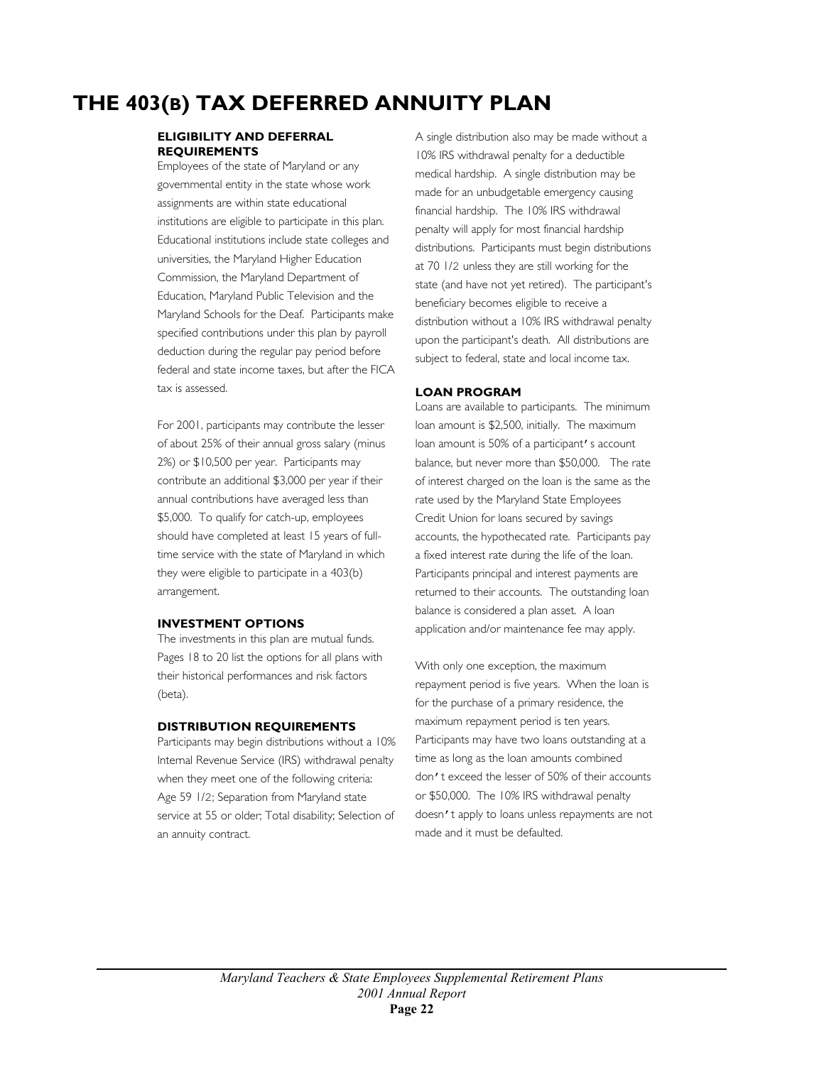# THE 403(B) TAX DEFERRED ANNUITY PLAN

### ELIGIBILITY AND DEFERRAL REQUIREMENTS

Employees of the state of Maryland or any governmental entity in the state whose work assignments are within state educational institutions are eligible to participate in this plan. Educational institutions include state colleges and universities, the Maryland Higher Education Commission, the Maryland Department of Education, Maryland Public Television and the Maryland Schools for the Deaf. Participants make specified contributions under this plan by payroll deduction during the regular pay period before federal and state income taxes, but after the FICA tax is assessed.

For 2001, participants may contribute the lesser of about 25% of their annual gross salary (minus 2%) or $10,500 per year. Participants may contribute an additional $3,000 per year if their annual contributions have averaged less than $5,000. To qualify for catch-up, employees should have completed at least 15 years of full-time service with the state of Maryland in which they were eligible to participate in a 403(b) arrangement.

### INVESTMENT OPTIONS

The investments in this plan are mutual funds. Pages 18 to 20 list the options for all plans with their historical performances and risk factors (beta).

### DISTRIBUTION REQUIREMENTS

Participants may begin distributions without a 10% Internal Revenue Service (IRS) withdrawal penalty when they meet one of the following criteria: Age 59 1/2; Separation from Maryland state service at 55 or older; Total disability; Selection of an annuity contract.

A single distribution also may be made without a 10% IRS withdrawal penalty for a deductible medical hardship. A single distribution may be made for an unbudgetable emergency causing financial hardship. The 10% IRS withdrawal penalty will apply for most financial hardship distributions. Participants must begin distributions at 70 1/2 unless they are still working for the state (and have not yet retired). The participant's beneficiary becomes eligible to receive a distribution without a 10% IRS withdrawal penalty upon the participant's death. All distributions are subject to federal, state and local income tax.

### LOAN PROGRAM

Loans are available to participants. The minimum loan amount is $2,500, initially. The maximum loan amount is 50% of a participant's account balance, but never more than $50,000. The rate of interest charged on the loan is the same as the rate used by the Maryland State Employees Credit Union for loans secured by savings accounts, the hypothecated rate. Participants pay a fixed interest rate during the life of the loan. Participants principal and interest payments are returned to their accounts. The outstanding loan balance is considered a plan asset. A loan application and/or maintenance fee may apply.

With only one exception, the maximum repayment period is five years. When the loan is for the purchase of a primary residence, the maximum repayment period is ten years. Participants may have two loans outstanding at a time as long as the loan amounts combined don't exceed the lesser of 50% of their accounts or $50,000. The 10% IRS withdrawal penalty doesn't apply to loans unless repayments are not made and it must be defaulted.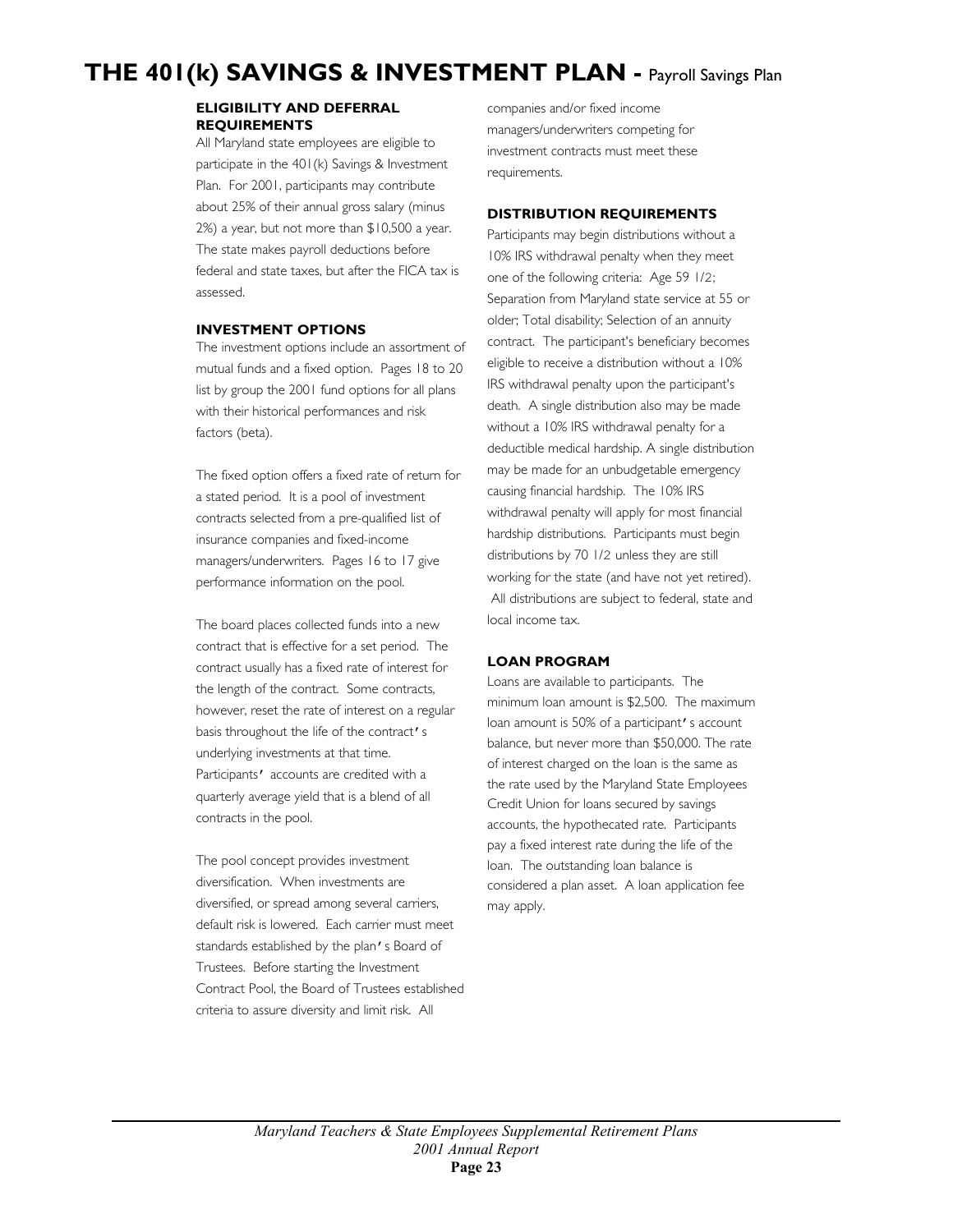# THE 401(k) SAVINGS & INVESTMENT PLAN - Payroll Savings Plan

### ELIGIBILITY AND DEFERRAL REQUIREMENTS

All Maryland state employees are eligible to participate in the 401(k) Savings & Investment Plan. For 2001, participants may contribute about 25% of their annual gross salary (minus 2%) a year, but not more than $10,500 a year. The state makes payroll deductions before federal and state taxes, but after the FICA tax is assessed.

### INVESTMENT OPTIONS

The investment options include an assortment of mutual funds and a fixed option. Pages 18 to 20 list by group the 2001 fund options for all plans with their historical performances and risk factors (beta).

The fixed option offers a fixed rate of return for a stated period. It is a pool of investment contracts selected from a pre-qualified list of insurance companies and fixed-income managers/underwriters. Pages 16 to 17 give performance information on the pool.

The board places collected funds into a new contract that is effective for a set period. The contract usually has a fixed rate of interest for the length of the contract. Some contracts, however, reset the rate of interest on a regular basis throughout the life of the contract's underlying investments at that time. Participants' accounts are credited with a quarterly average yield that is a blend of all contracts in the pool.

The pool concept provides investment diversification. When investments are diversified, or spread among several carriers, default risk is lowered. Each carrier must meet standards established by the plan's Board of Trustees. Before starting the Investment Contract Pool, the Board of Trustees established criteria to assure diversity and limit risk. All companies and/or fixed income managers/underwriters competing for investment contracts must meet these requirements.

### DISTRIBUTION REQUIREMENTS

Participants may begin distributions without a 10% IRS withdrawal penalty when they meet one of the following criteria: Age 59 1/2; Separation from Maryland state service at 55 or older; Total disability; Selection of an annuity contract. The participant's beneficiary becomes eligible to receive a distribution without a 10% IRS withdrawal penalty upon the participant's death. A single distribution also may be made without a 10% IRS withdrawal penalty for a deductible medical hardship. A single distribution may be made for an unbudgetable emergency causing financial hardship. The 10% IRS withdrawal penalty will apply for most financial hardship distributions. Participants must begin distributions by 70 1/2 unless they are still working for the state (and have not yet retired). All distributions are subject to federal, state and local income tax.

### LOAN PROGRAM

Loans are available to participants. The minimum loan amount is $2,500. The maximum loan amount is 50% of a participant's account balance, but never more than $50,000. The rate of interest charged on the loan is the same as the rate used by the Maryland State Employees Credit Union for loans secured by savings accounts, the hypothecated rate. Participants pay a fixed interest rate during the life of the loan. The outstanding loan balance is considered a plan asset. A loan application fee may apply.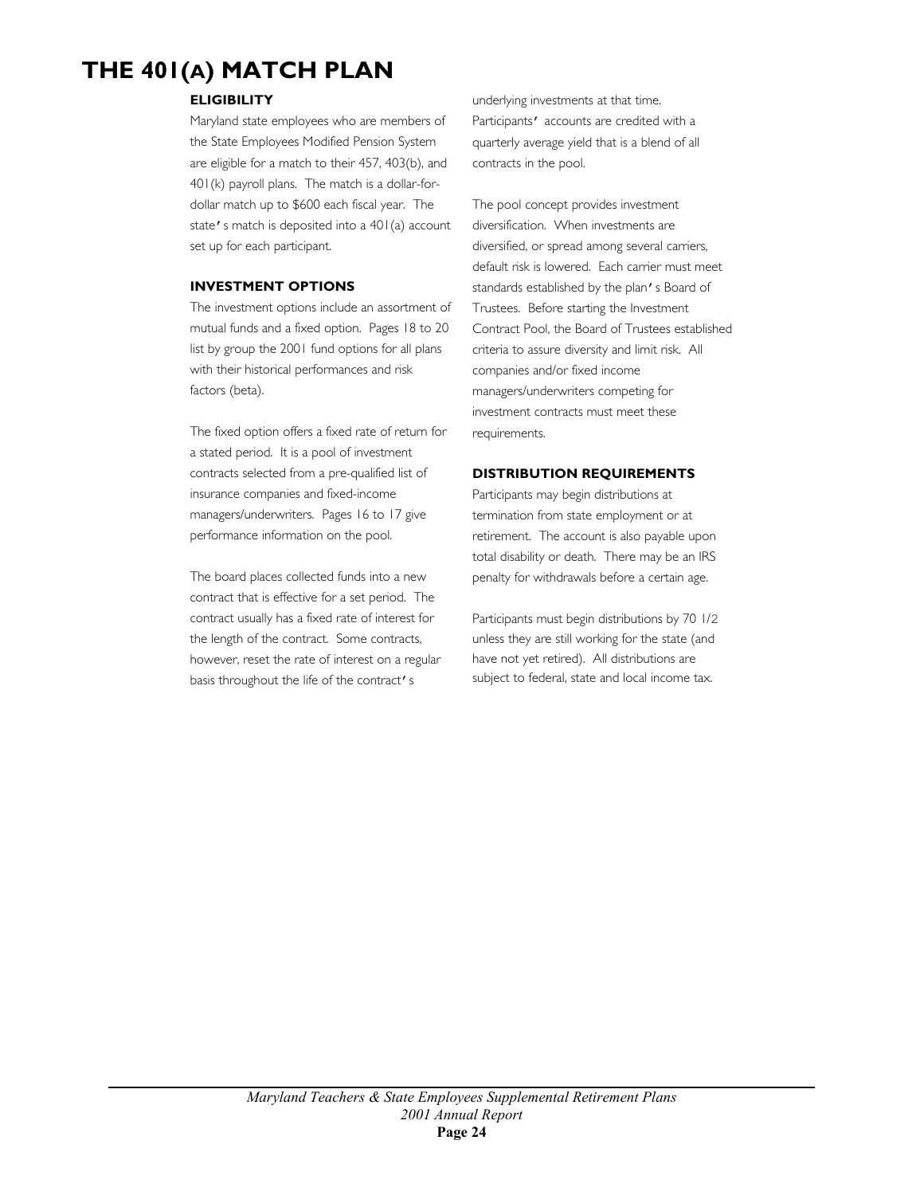# THE 401(A) MATCH PLAN

### ELIGIBILITY

Maryland state employees who are members of the State Employees Modified Pension System are eligible for a match to their 457, 403(b), and 401(k) payroll plans. The match is a dollar-for-dollar match up to $600 each fiscal year. The state's match is deposited into a 401(a) account set up for each participant.

### INVESTMENT OPTIONS

The investment options include an assortment of mutual funds and a fixed option. Pages 18 to 20 list by group the 2001 fund options for all plans with their historical performances and risk factors (beta).

The fixed option offers a fixed rate of return for a stated period. It is a pool of investment contracts selected from a pre-qualified list of insurance companies and fixed-income managers/underwriters. Pages 16 to 17 give performance information on the pool.

The board places collected funds into a new contract that is effective for a set period. The contract usually has a fixed rate of interest for the length of the contract. Some contracts, however, reset the rate of interest on a regular basis throughout the life of the contract's underlying investments at that time. Participants' accounts are credited with a quarterly average yield that is a blend of all contracts in the pool.

The pool concept provides investment diversification. When investments are diversified, or spread among several carriers, default risk is lowered. Each carrier must meet standards established by the plan's Board of Trustees. Before starting the Investment Contract Pool, the Board of Trustees established criteria to assure diversity and limit risk. All companies and/or fixed income managers/underwriters competing for investment contracts must meet these requirements.

### DISTRIBUTION REQUIREMENTS

Participants may begin distributions at termination from state employment or at retirement. The account is also payable upon total disability or death. There may be an IRS penalty for withdrawals before a certain age.

Participants must begin distributions by 70 1/2 unless they are still working for the state (and have not yet retired). All distributions are subject to federal, state and local income tax.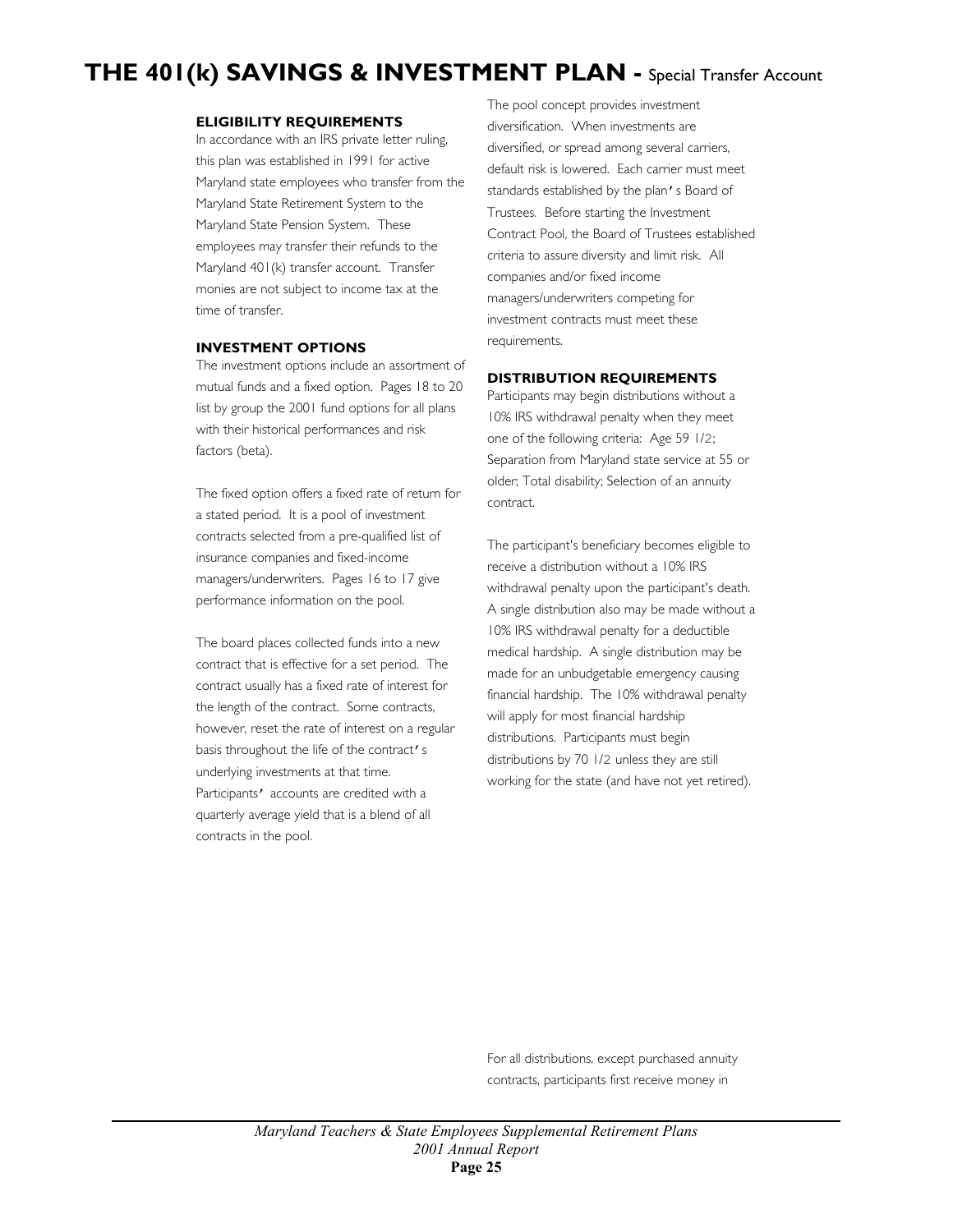# THE 401(k) SAVINGS & INVESTMENT PLAN - Special Transfer Account

**ELIGIBILITY REQUIREMENTS**

In accordance with an IRS private letter ruling, this plan was established in 1991 for active Maryland state employees who transfer from the Maryland State Retirement System to the Maryland State Pension System. These employees may transfer their refunds to the Maryland 401(k) transfer account. Transfer monies are not subject to income tax at the time of transfer.

**INVESTMENT OPTIONS**

The investment options include an assortment of mutual funds and a fixed option. Pages 18 to 20 list by group the 2001 fund options for all plans with their historical performances and risk factors (beta).

The fixed option offers a fixed rate of return for a stated period. It is a pool of investment contracts selected from a pre-qualified list of insurance companies and fixed-income managers/underwriters. Pages 16 to 17 give performance information on the pool.

The board places collected funds into a new contract that is effective for a set period. The contract usually has a fixed rate of interest for the length of the contract. Some contracts, however, reset the rate of interest on a regular basis throughout the life of the contract's underlying investments at that time. Participants' accounts are credited with a quarterly average yield that is a blend of all contracts in the pool.

The pool concept provides investment diversification. When investments are diversified, or spread among several carriers, default risk is lowered. Each carrier must meet standards established by the plan's Board of Trustees. Before starting the Investment Contract Pool, the Board of Trustees established criteria to assure diversity and limit risk. All companies and/or fixed income managers/underwriters competing for investment contracts must meet these requirements.

**DISTRIBUTION REQUIREMENTS**

Participants may begin distributions without a 10% IRS withdrawal penalty when they meet one of the following criteria: Age 59 1/2; Separation from Maryland state service at 55 or older; Total disability; Selection of an annuity contract.

The participant's beneficiary becomes eligible to receive a distribution without a 10% IRS withdrawal penalty upon the participant's death. A single distribution also may be made without a 10% IRS withdrawal penalty for a deductible medical hardship. A single distribution may be made for an unbudgetable emergency causing financial hardship. The 10% withdrawal penalty will apply for most financial hardship distributions. Participants must begin distributions by 70 1/2 unless they are still working for the state (and have not yet retired).

For all distributions, except purchased annuity contracts, participants first receive money in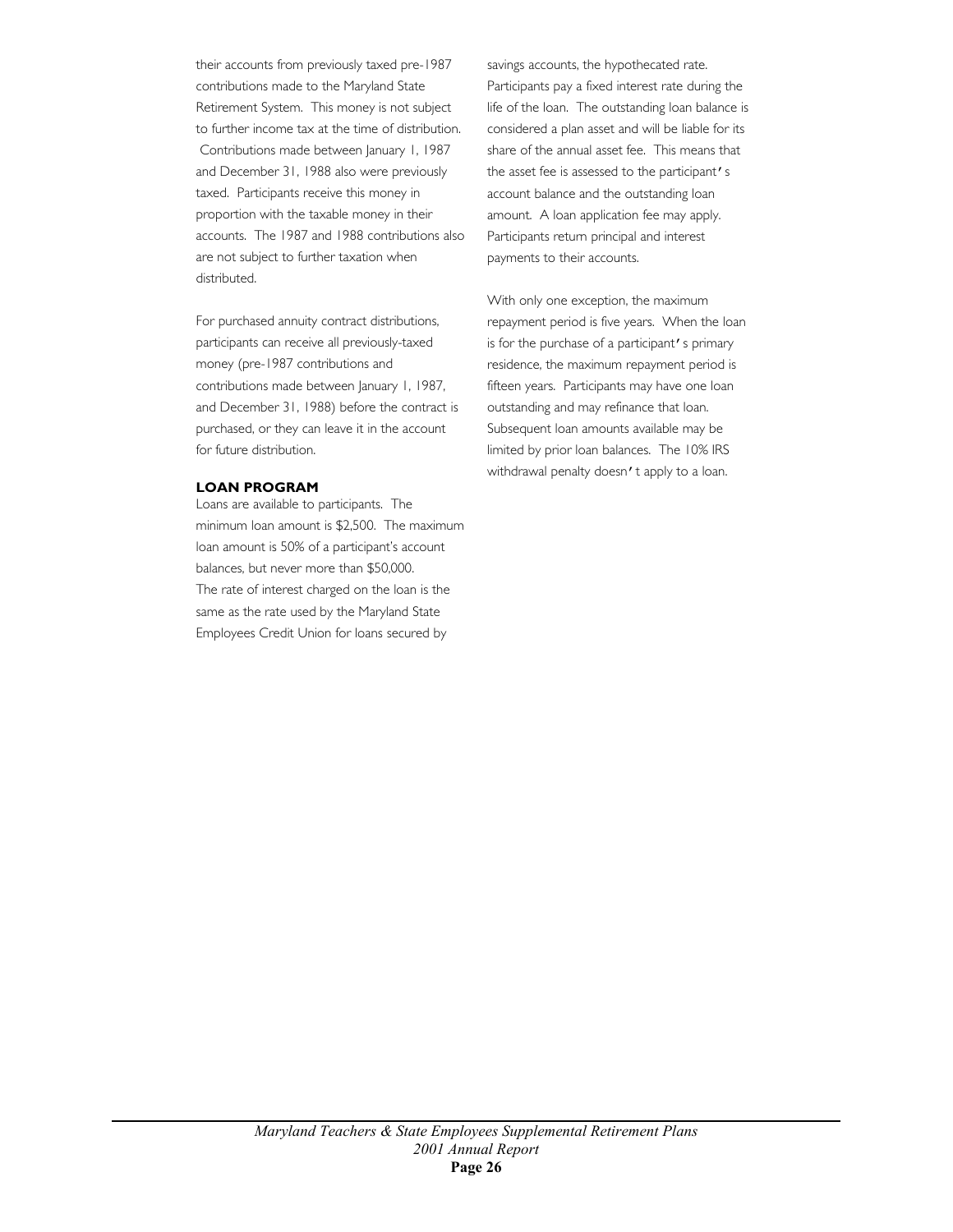their accounts from previously taxed pre-1987 contributions made to the Maryland State Retirement System. This money is not subject to further income tax at the time of distribution. Contributions made between January 1, 1987 and December 31, 1988 also were previously taxed. Participants receive this money in proportion with the taxable money in their accounts. The 1987 and 1988 contributions also are not subject to further taxation when distributed.

For purchased annuity contract distributions, participants can receive all previously-taxed money (pre-1987 contributions and contributions made between January 1, 1987, and December 31, 1988) before the contract is purchased, or they can leave it in the account for future distribution.

**LOAN PROGRAM**

Loans are available to participants. The minimum loan amount is $2,500. The maximum loan amount is 50% of a participant's account balances, but never more than $50,000. The rate of interest charged on the loan is the same as the rate used by the Maryland State Employees Credit Union for loans secured by savings accounts, the hypothecated rate. Participants pay a fixed interest rate during the life of the loan. The outstanding loan balance is considered a plan asset and will be liable for its share of the annual asset fee. This means that the asset fee is assessed to the participant's account balance and the outstanding loan amount. A loan application fee may apply. Participants return principal and interest payments to their accounts.

With only one exception, the maximum repayment period is five years. When the loan is for the purchase of a participant's primary residence, the maximum repayment period is fifteen years. Participants may have one loan outstanding and may refinance that loan. Subsequent loan amounts available may be limited by prior loan balances. The 10% IRS withdrawal penalty doesn't apply to a loan.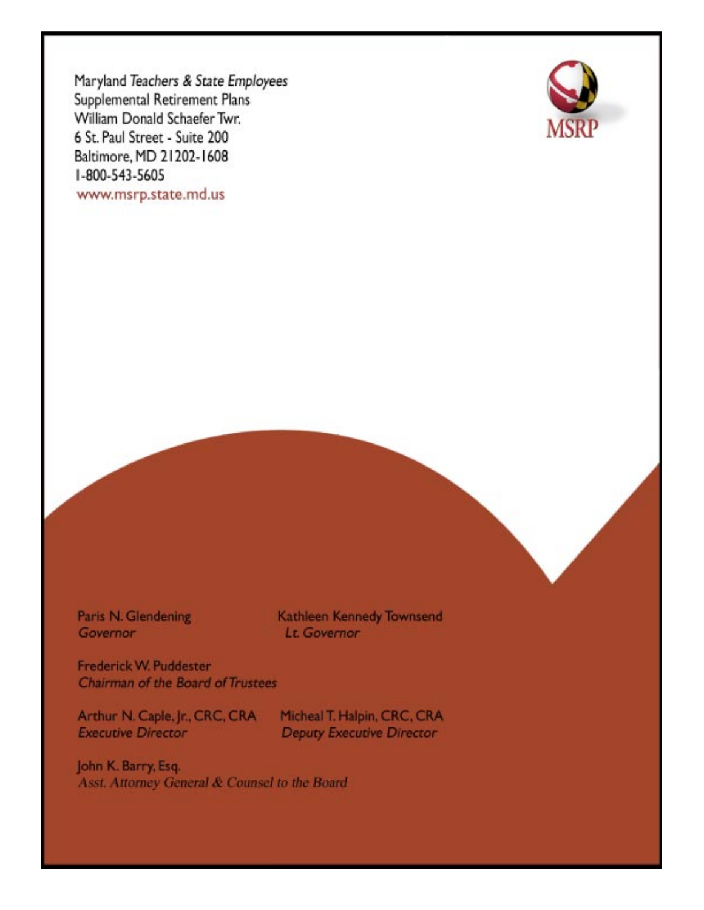Maryland *Teachers & State Employees*
Supplemental Retirement Plans
William Donald Schaefer Twr.
6 St. Paul Street - Suite 200
Baltimore, MD 21202-1608
1-800-543-5605
www.msrp.state.md.us

MSRP

Paris N. Glendening
*Governor*

Kathleen Kennedy Townsend
*Lt. Governor*

Frederick W. Puddester
*Chairman of the Board of Trustees*

Arthur N. Caple, Jr., CRC, CRA
*Executive Director*

Micheal T. Halpin, CRC, CRA
*Deputy Executive Director*

John K. Barry, Esq.
*Asst. Attorney General & Counsel to the Board*